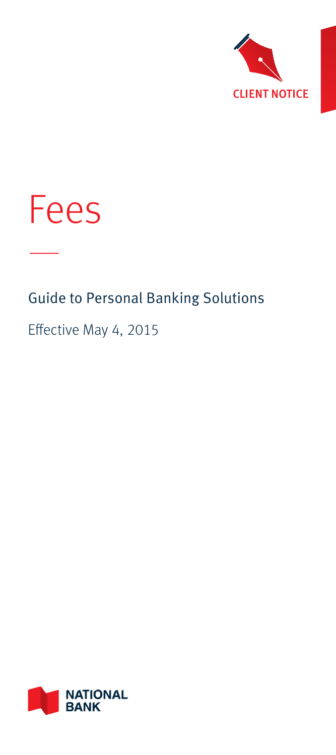CLIENT NOTICE

# Fees

## Guide to Personal Banking Solutions

Effective May 4, 2015

NATIONAL BANK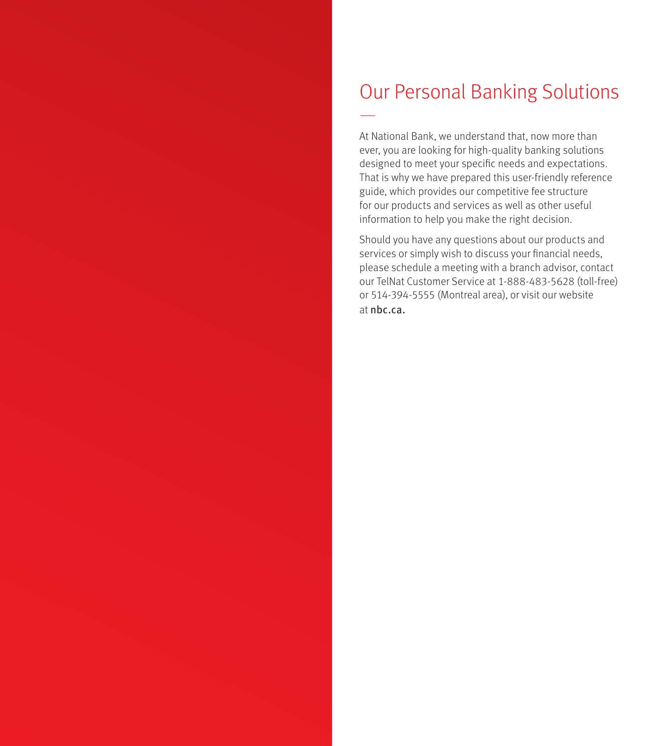# Our Personal Banking Solutions

At National Bank, we understand that, now more than ever, you are looking for high-quality banking solutions designed to meet your specific needs and expectations. That is why we have prepared this user-friendly reference guide, which provides our competitive fee structure for our products and services as well as other useful information to help you make the right decision.

Should you have any questions about our products and services or simply wish to discuss your financial needs, please schedule a meeting with a branch advisor, contact our TelNat Customer Service at 1-888-483-5628 (toll-free) or 514-394-5555 (Montreal area), or visit our website at nbc.ca.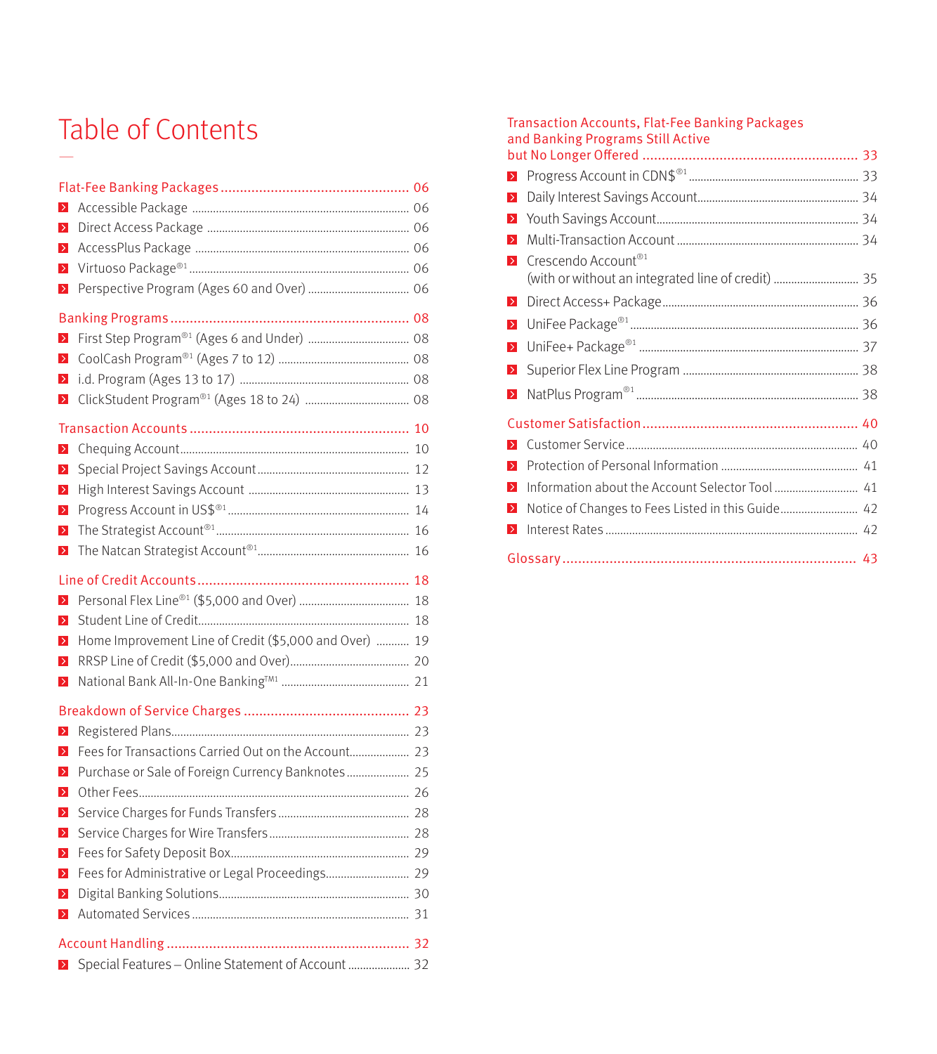# Table of Contents

**Flat-Fee Banking Packages** ... 06

- Accessible Package ... 06
- Direct Access Package ... 06
- AccessPlus Package ... 06
- Virtuoso Package®1 ... 06
- Perspective Program (Ages 60 and Over) ... 06

**Banking Programs** ... 08

- First Step Program®1 (Ages 6 and Under) ... 08
- CoolCash Program®1 (Ages 7 to 12) ... 08
- i.d. Program (Ages 13 to 17) ... 08
- ClickStudent Program®1 (Ages 18 to 24) ... 08

**Transaction Accounts** ... 10

- Chequing Account ... 10
- Special Project Savings Account ... 12
- High Interest Savings Account ... 13
- Progress Account in US$®1 ... 14
- The Strategist Account®1 ... 16
- The Natcan Strategist Account®1 ... 16

**Line of Credit Accounts** ... 18

- Personal Flex Line®1 ($5,000 and Over) ... 18
- Student Line of Credit ... 18
- Home Improvement Line of Credit ($5,000 and Over) ... 19
- RRSP Line of Credit ($5,000 and Over) ... 20
- National Bank All-In-One BankingTM1 ... 21

**Breakdown of Service Charges** ... 23

- Registered Plans ... 23
- Fees for Transactions Carried Out on the Account ... 23
- Purchase or Sale of Foreign Currency Banknotes ... 25
- Other Fees ... 26
- Service Charges for Funds Transfers ... 28
- Service Charges for Wire Transfers ... 28
- Fees for Safety Deposit Box ... 29
- Fees for Administrative or Legal Proceedings ... 29
- Digital Banking Solutions ... 30
- Automated Services ... 31

**Account Handling** ... 32

- Special Features – Online Statement of Account ... 32

**Transaction Accounts, Flat-Fee Banking Packages and Banking Programs Still Active but No Longer Offered** ... 33

- Progress Account in CDN$®1 ... 33
- Daily Interest Savings Account ... 34
- Youth Savings Account ... 34
- Multi-Transaction Account ... 34
- Crescendo Account®1 (with or without an integrated line of credit) ... 35
- Direct Access+ Package ... 36
- UniFee Package®1 ... 36
- UniFee+ Package®1 ... 37
- Superior Flex Line Program ... 38
- NatPlus Program®1 ... 38

**Customer Satisfaction** ... 40

- Customer Service ... 40
- Protection of Personal Information ... 41
- Information about the Account Selector Tool ... 41
- Notice of Changes to Fees Listed in this Guide ... 42
- Interest Rates ... 42

**Glossary** ... 43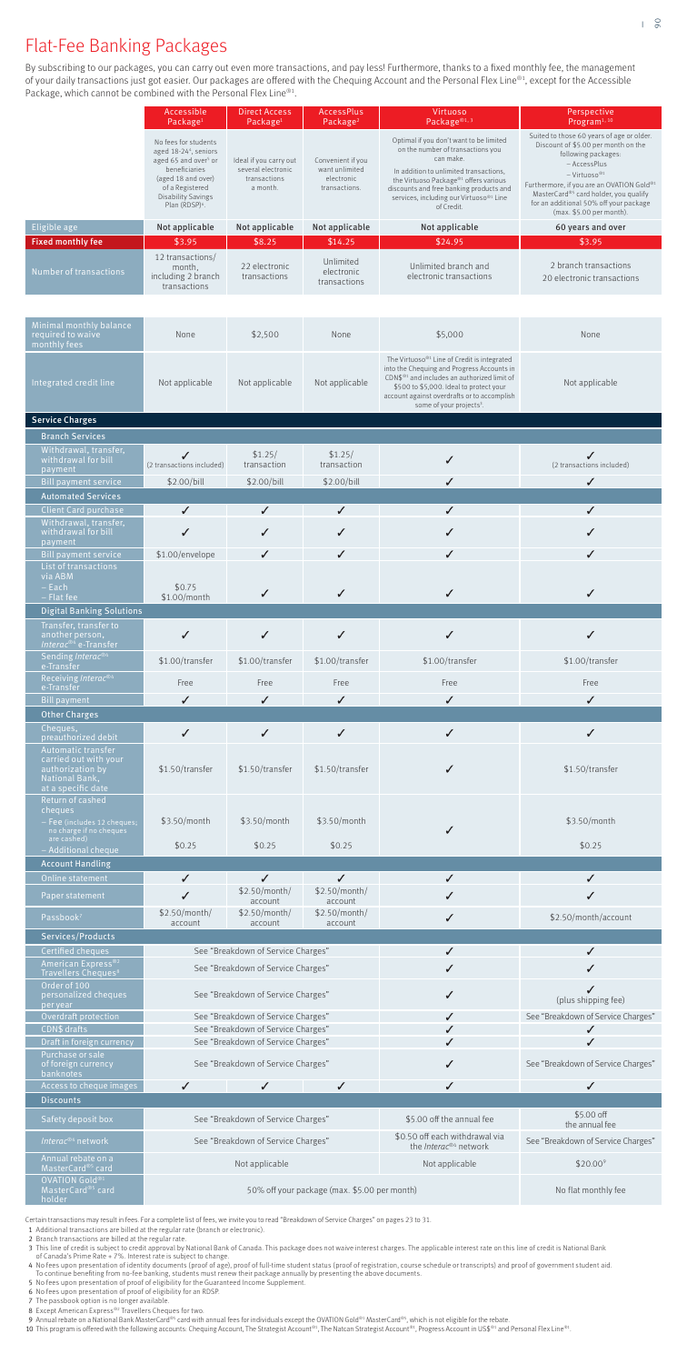# Flat-Fee Banking Packages

By subscribing to our packages, you can carry out even more transactions, and pay less! Furthermore, thanks to a fixed monthly fee, the management of your daily transactions just got easier. Our packages are offered with the Chequing Account and the Personal Flex Line®1, except for the Accessible Package, which cannot be combined with the Personal Flex Line®1.

| | Accessible Package[1] | Direct Access Package[1] | AccessPlus Package[2] | Virtuoso Package®1, 3 | Perspective Program[1, 10] |
|---|---|---|---|---|---|
| | No fees for students aged 18-24[4], seniors aged 65 and over[5] or beneficiaries (aged 18 and over) of a Registered Disability Savings Plan (RDSP)[6]. | Ideal if you carry out several electronic transactions a month. | Convenient if you want unlimited electronic transactions. | Optimal if you don't want to be limited on the number of transactions you can make. In addition to unlimited transactions, the Virtuoso Package®1 offers various discounts and free banking products and services, including our Virtuoso®1 Line of Credit. | Suited to those 60 years of age or older. Discount of $5.00 per month on the following packages: – AccessPlus – Virtuoso®1 Furthermore, if you are an OVATION Gold®1 MasterCard®5 card holder, you qualify for an additional 50% off your package (max. $5.00 per month). |
| Eligible age | Not applicable | Not applicable | Not applicable | Not applicable | 60 years and over |
| Fixed monthly fee | $3.95 | $8.25 | $14.25 | $24.95 | $3.95 |
| Number of transactions | 12 transactions/ month, including 2 branch transactions | 22 electronic transactions | Unlimited electronic transactions | Unlimited branch and electronic transactions | 2 branch transactions 20 electronic transactions |
| Minimal monthly balance required to waive monthly fees | None | $2,500 | None | $5,000 | None |
| Integrated credit line | Not applicable | Not applicable | Not applicable | The Virtuoso®1 Line of Credit is integrated into the Chequing and Progress Accounts in CDN$®1 and includes an authorized limit of $500 to $5,000. Ideal to protect your account against overdrafts or to accomplish some of your projects[3]. | Not applicable |
| **Service Charges** | | | | | |
| **Branch Services** | | | | | |
| Withdrawal, transfer, withdrawal for bill payment | ✓ (2 transactions included) | $1.25/ transaction | $1.25/ transaction | ✓ | ✓ (2 transactions included) |
| Bill payment service | $2.00/bill | $2.00/bill | $2.00/bill | ✓ | ✓ |
| **Automated Services** | | | | | |
| Client Card purchase | ✓ | ✓ | ✓ | ✓ | ✓ |
| Withdrawal, transfer, withdrawal for bill payment | ✓ | ✓ | ✓ | ✓ | ✓ |
| Bill payment service | $1.00/envelope | ✓ | ✓ | ✓ | ✓ |
| List of transactions via ABM – Each – Flat fee | $0.75 $1.00/month | ✓ | ✓ | ✓ | ✓ |
| **Digital Banking Solutions** | | | | | |
| Transfer, transfer to another person, *Interac*®4 e-Transfer | ✓ | ✓ | ✓ | ✓ | ✓ |
| Sending *Interac*®4 e-Transfer | $1.00/transfer | $1.00/transfer | $1.00/transfer | $1.00/transfer | $1.00/transfer |
| Receiving *Interac*®4 e-Transfer | Free | Free | Free | Free | Free |
| Bill payment | ✓ | ✓ | ✓ | ✓ | ✓ |
| **Other Charges** | | | | | |
| Cheques, preauthorized debit | ✓ | ✓ | ✓ | ✓ | ✓ |
| Automatic transfer carried out with your authorization by National Bank, at a specific date | $1.50/transfer | $1.50/transfer | $1.50/transfer | ✓ | $1.50/transfer |
| Return of cashed cheques – Fee (includes 12 cheques; no charge if no cheques are cashed) – Additional cheque | $3.50/month $0.25 | $3.50/month $0.25 | $3.50/month $0.25 | ✓ | $3.50/month $0.25 |
| **Account Handling** | | | | | |
| Online statement | ✓ | ✓ | ✓ | ✓ | ✓ |
| Paper statement | ✓ | $2.50/month/ account | $2.50/month/ account | ✓ | ✓ |
| Passbook[7] | $2.50/month/ account | $2.50/month/ account | $2.50/month/ account | ✓ | $2.50/month/account |
| **Services/Products** | | | | | |
| Certified cheques | See "Breakdown of Service Charges" | | | ✓ | ✓ |
| American Express®2 Travellers Cheques[8] | See "Breakdown of Service Charges" | | | ✓ | ✓ |
| Order of 100 personalized cheques per year | See "Breakdown of Service Charges" | | | ✓ | ✓ (plus shipping fee) |
| Overdraft protection | See "Breakdown of Service Charges" | | | ✓ | See "Breakdown of Service Charges" |
| CDN$ drafts | See "Breakdown of Service Charges" | | | ✓ | ✓ |
| Draft in foreign currency | See "Breakdown of Service Charges" | | | ✓ | ✓ |
| Purchase or sale of foreign currency banknotes | See "Breakdown of Service Charges" | | | ✓ | See "Breakdown of Service Charges" |
| Access to cheque images | ✓ | ✓ | ✓ | ✓ | ✓ |
| **Discounts** | | | | | |
| Safety deposit box | See "Breakdown of Service Charges" | | | $5.00 off the annual fee | $5.00 off the annual fee |
| *Interac*®4 network | See "Breakdown of Service Charges" | | | $0.50 off each withdrawal via the *Interac*®4 network | See "Breakdown of Service Charges" |
| Annual rebate on a MasterCard®5 card | Not applicable | | | Not applicable | $20.00[9] |
| OVATION Gold®1 MasterCard®5 card holder | 50% off your package (max. $5.00 per month) | | | | No flat monthly fee |

Certain transactions may result in fees. For a complete list of fees, we invite you to read "Breakdown of Service Charges" on pages 23 to 31.

1 Additional transactions are billed at the regular rate (branch or electronic).
2 Branch transactions are billed at the regular rate.
3 This line of credit is subject to credit approval by National Bank of Canada. This package does not waive interest charges. The applicable interest rate on this line of credit is National Bank of Canada's Prime Rate + 7%. Interest rate is subject to change.
4 No fees upon presentation of identity documents (proof of age), proof of full-time student status (proof of registration, course schedule or transcripts) and proof of government student aid. To continue benefiting from no-fee banking, students must renew their package annually by presenting the above documents.
5 No fees upon presentation of proof of eligibility for the Guaranteed Income Supplement.
6 No fees upon presentation of proof of eligibility for an RDSP.
7 The passbook option is no longer available.
8 Except American Express®2 Travellers Cheques for two.
9 Annual rebate on a National Bank MasterCard®5 card with annual fees for individuals except the OVATION Gold®1 MasterCard®5, which is not eligible for the rebate.
10 This program is offered with the following accounts: Chequing Account, The Strategist Account®1, The Natcan Strategist Account®1, Progress Account in US$®1 and Personal Flex Line®1.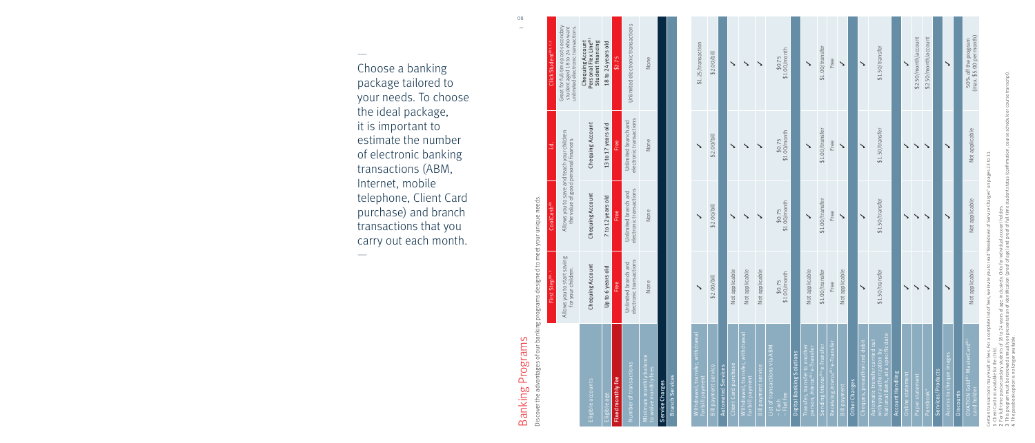Choose a banking package tailored to your needs. To choose the ideal package, it is important to estimate the number of electronic banking transactions (ABM, Internet, mobile telephone, Client Card purchase) and branch transactions that you carry out each month.

# Banking Programs

Discover the advantages of our banking programs designed to meet your unique needs.

| | First Step[1, 4] | CoolCash[1] | I.d.[1] | ClickStudent[1, 2, 3] |
|---|---|---|---|---|
| | Allows you to start saving for your children. | Allows you to save and teach your children the value of good personal finances | | Great for full-time post-secondary students aged 18 to 24 who want unlimited electronic transactions |
| Eligible accounts | Chequing Account | Chequing Account | Chequing Account | Chequing Account Personal Flex Line[1] Student financing |
| Eligible age | Up to 6 years old | 7 to 12 years old | 13 to 17 years old | 18 to 24 years old |
| **Fixed monthly fee** | Free | Free | Free | $2.75 |
| Number of transactions | Unlimited branch and electronic transactions | Unlimited branch and electronic transactions | Unlimited branch and electronic transactions | Unlimited electronic transactions |
| Minimum monthly balance to waive monthly fees | None | None | None | None |
| **Service Charges** | | | | |
| **Branch Services** | | | | |
| Withdrawal, transfer, withdrawal for bill payment | ✓ | ✓ | ✓ | $1.25/transaction |
| Bill payment service | $2.00/bill | $2.00/bill | $2.00/bill | $2.00/bill |
| **Automated Services** | | | | |
| Client Card purchase | Not applicable | ✓ | ✓ | ✓ |
| Withdrawal, transfer, withdrawal for bill payment | Not applicable | ✓ | ✓ | ✓ |
| Bill payment service | Not applicable | ✓ | ✓ | ✓ |
| List of transactions via ABM – Each – Flat fee | $0.75 $1.00/month | $0.75 $1.00/month | $0.75 $1.00/month | $0.75 $1.00/month |
| **Digital Banking Solutions** | | | | |
| Transfer, transfer to another person, Interac[®] e-Transfer | Not applicable | ✓ | ✓ | ✓ |
| Sending Interac[®] e-Transfer | $1.00/transfer | $1.00/transfer | $1.00/transfer | $1.00/transfer |
| Receiving Interac[®] e-Transfer | Free | Free | Free | Free |
| Bill payment | Not applicable | ✓ | ✓ | ✓ |
| **Other Charges** | | | | |
| Cheques, preauthorized debit | ✓ | ✓ | ✓ | ✓ |
| Automatic transfer carried out with your authorization by National Bank at a specific date | $1.50/transfer | $1.50/transfer | $1.50/transfer | $1.50/transfer |
| **Account Handling** | | | | |
| Online statement | ✓ | ✓ | ✓ | ✓ |
| Paper statement | ✓ | ✓ | ✓ | $2.50/month/account |
| Passbook[4] | ✓ | ✓ | ✓ | $2.50/month/account |
| **Services/Products** | | | | |
| Access to cheque images | ✓ | ✓ | ✓ | ✓ |
| **Discounts** | | | | |
| SYNCRO Gold[®] MasterCard[®] card holder | Not applicable | Not applicable | Not applicable | 50% off the program (max. $5.00 per month) |

Certain transactions may result in fees. For a complete list of fees, we invite you to read "Breakdown of Service Charges" on pages 23 to 31.

1 Client Card not available for the child.

2 For full-time post-secondary students of 18 to 24 years of age, inclusively. Only for individual account holders.

3 This program must be renewed annually on presentation of identification (proof of age) and proof of full-time student status (confirmation, course schedule or course transcript).

4 The passbook option is no longer available.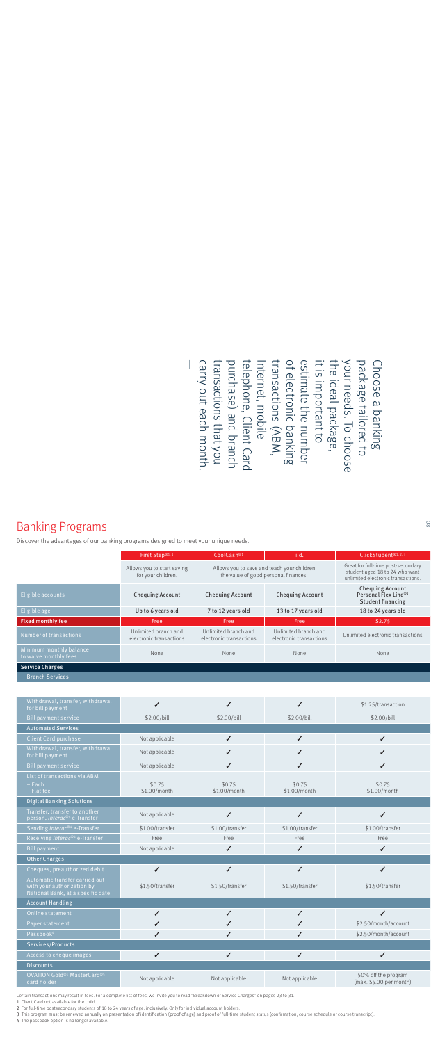Choose a banking package tailored to your needs. To choose the ideal package, it is important to estimate the number of electronic banking transactions (ABM, Internet, mobile telephone, Client Card purchase) and branch transactions that you carry out each month.

## Banking Programs

Discover the advantages of our banking programs designed to meet your unique needs.

| | First Step®1, 3 | CoolCash®3 | i.d. | ClickStudent®2, 3 |
|---|---|---|---|---|
| | Allows you to start saving for your children. | Allows you to save and teach your children the value of good personal finances. | | Great for full-time post-secondary student aged 18 to 24 who want unlimited electronic transactions. |
| Eligible accounts | Chequing Account | Chequing Account | Chequing Account | Chequing Account Personal Flex Line®3 Student financing |
| Eligible age | Up to 6 years old | 7 to 12 years old | 13 to 17 years old | 18 to 24 years old |
| **Fixed monthly fee** | Free | Free | Free | $2.75 |
| Number of transactions | Unlimited branch and electronic transactions | Unlimited branch and electronic transactions | Unlimited branch and electronic transactions | Unlimited electronic transactions |
| Minimum monthly balance to waive monthly fees | None | None | None | None |
| **Service Charges** | | | | |
| **Branch Services** | | | | |
| Withdrawal, transfer, withdrawal for bill payment | ✓ | ✓ | ✓ | $1.25/transaction |
| Bill payment service | $2.00/bill | $2.00/bill | $2.00/bill | $2.00/bill |
| **Automated Services** | | | | |
| Client Card purchase | Not applicable | ✓ | ✓ | ✓ |
| Withdrawal, transfer, withdrawal for bill payment | Not applicable | ✓ | ✓ | ✓ |
| Bill payment service | Not applicable | ✓ | ✓ | ✓ |
| List of transactions via ABM<br>– Each<br>– Flat fee | <br>$0.75<br>$1.00/month | <br>$0.75<br>$1.00/month | <br>$0.75<br>$1.00/month | <br>$0.75<br>$1.00/month |
| **Digital Banking Solutions** | | | | |
| Transfer, transfer to another person, *Interac*®3 e-Transfer | Not applicable | ✓ | ✓ | ✓ |
| Sending *Interac*®3 e-Transfer | $1.00/transfer | $1.00/transfer | $1.00/transfer | $1.00/transfer |
| Receiving *Interac*®3 e-Transfer | Free | Free | Free | Free |
| Bill payment | Not applicable | ✓ | ✓ | ✓ |
| **Other Charges** | | | | |
| Cheques, preauthorized debit | ✓ | ✓ | ✓ | ✓ |
| Automatic transfer carried out with your authorization by National Bank, at a specific date | $1.50/transfer | $1.50/transfer | $1.50/transfer | $1.50/transfer |
| **Account Handling** | | | | |
| Online statement | ✓ | ✓ | ✓ | ✓ |
| Paper statement | ✓ | ✓ | ✓ | $2.50/month/account |
| Passbook[4] | ✓ | ✓ | ✓ | $2.50/month/account |
| **Services/Products** | | | | |
| Access to cheque images | ✓ | ✓ | ✓ | ✓ |
| **Discounts** | | | | |
| OVATION Gold®3 MasterCard®3 card holder | Not applicable | Not applicable | Not applicable | 50% off the program (max. $5.00 per month) |

Certain transactions may result in fees. For a complete list of fees, we invite you to read "Breakdown of Service Charges" on pages 23 to 31.

1 Client Card not available for the child.

2 For full-time postsecondary students of 18 to 24 years of age, inclusively. Only for individual account holders.

3 This program must be renewed annually on presentation of identification (proof of age) and proof of full-time student status (confirmation, course schedule or course transcript).

4 The passbook option is no longer available.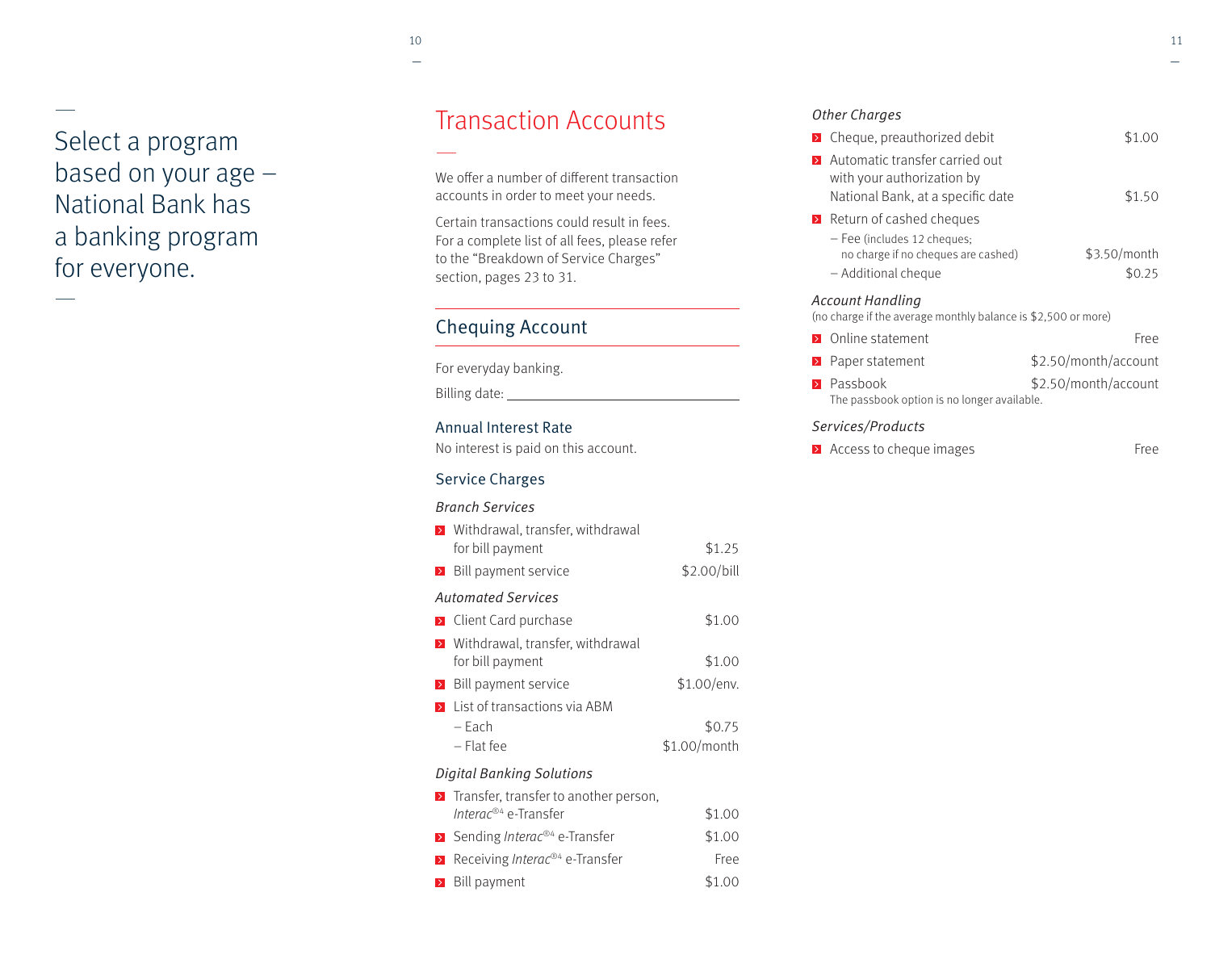Select a program based on your age – National Bank has a banking program for everyone.

# Transaction Accounts

We offer a number of different transaction accounts in order to meet your needs.

Certain transactions could result in fees. For a complete list of all fees, please refer to the “Breakdown of Service Charges” section, pages 23 to 31.

## Chequing Account

For everyday banking.

Billing date: ______________________

### Annual Interest Rate

No interest is paid on this account.

### Service Charges

*Branch Services*

| | |
|---|---|
| Withdrawal, transfer, withdrawal for bill payment | $1.25 |
| Bill payment service | $2.00/bill |

*Automated Services*

| | |
|---|---|
| Client Card purchase | $1.00 |
| Withdrawal, transfer, withdrawal for bill payment | $1.00 |
| Bill payment service | $1.00/env. |
| List of transactions via ABM | |
| – Each | $0.75 |
| – Flat fee | $1.00/month |

*Digital Banking Solutions*

| | |
|---|---|
| Transfer, transfer to another person, *Interac*®4 e-Transfer | $1.00 |
| Sending *Interac*®4 e-Transfer | $1.00 |
| Receiving *Interac*®4 e-Transfer | Free |
| Bill payment | $1.00 |

*Other Charges*

| | |
|---|---|
| Cheque, preauthorized debit | $1.00 |
| Automatic transfer carried out with your authorization by National Bank, at a specific date | $1.50 |
| Return of cashed cheques | |
| – Fee (includes 12 cheques; no charge if no cheques are cashed) | $3.50/month |
| – Additional cheque | $0.25 |

*Account Handling*
(no charge if the average monthly balance is $2,500 or more)

| | |
|---|---|
| Online statement | Free |
| Paper statement | $2.50/month/account |
| Passbook | $2.50/month/account |

The passbook option is no longer available.

*Services/Products*

| | |
|---|---|
| Access to cheque images | Free |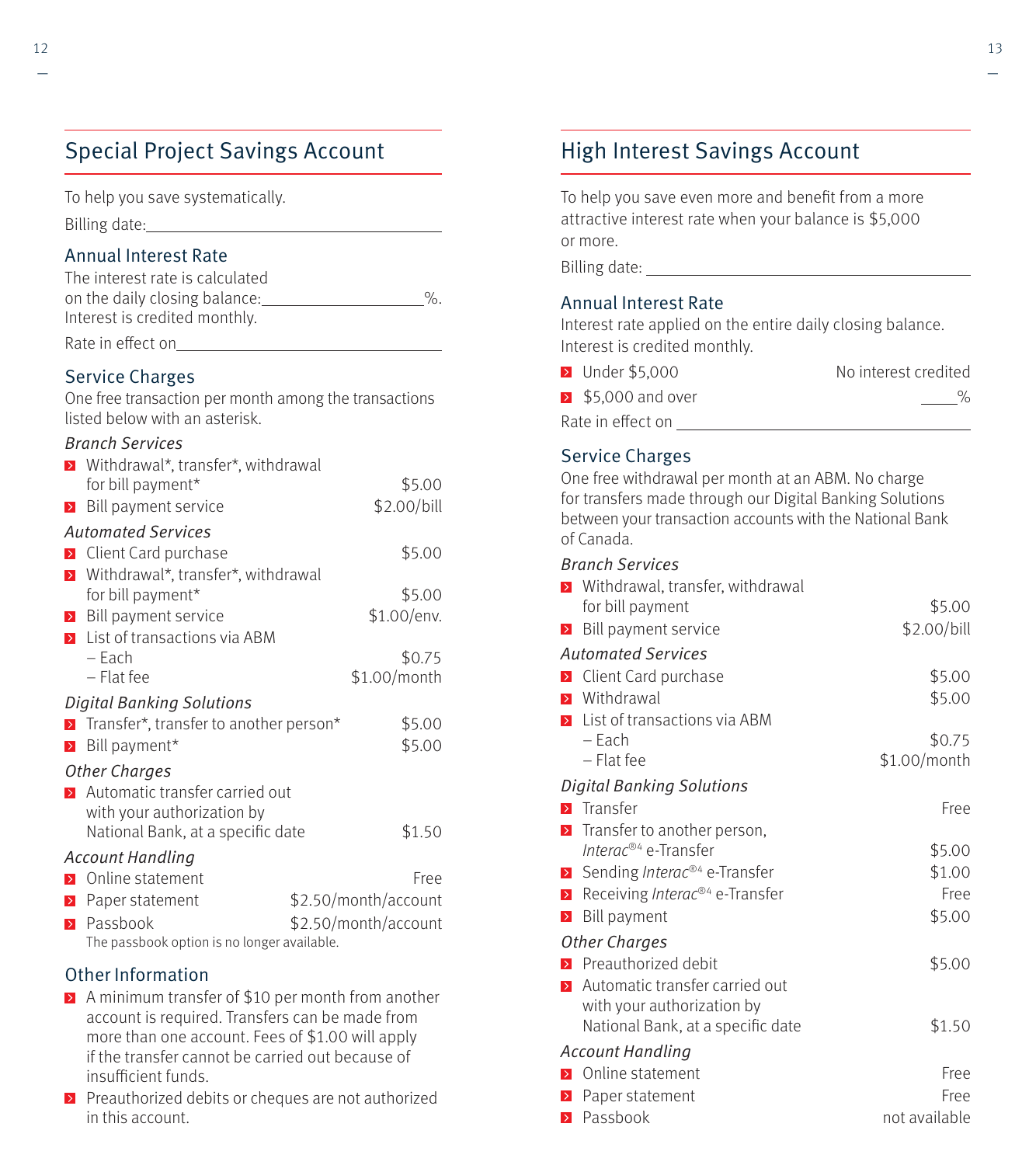## Special Project Savings Account

To help you save systematically.

Billing date:\_\_\_\_\_\_\_\_\_\_\_\_\_\_\_\_\_\_\_\_\_\_\_\_\_\_\_\_\_\_

### Annual Interest Rate

The interest rate is calculated on the daily closing balance:\_\_\_\_\_\_\_\_\_\_\_\_\_\_\_\_%.
Interest is credited monthly.

Rate in effect on\_\_\_\_\_\_\_\_\_\_\_\_\_\_\_\_\_\_\_\_\_\_\_\_\_\_\_\_\_\_

### Service Charges

One free transaction per month among the transactions listed below with an asterisk.

*Branch Services*

| Service | Fee |
|---|---|
| Withdrawal*, transfer*, withdrawal for bill payment* | $5.00 |
| Bill payment service | $2.00/bill |

*Automated Services*

| Service | Fee |
|---|---|
| Client Card purchase | $5.00 |
| Withdrawal*, transfer*, withdrawal for bill payment* | $5.00 |
| Bill payment service | $1.00/env. |
| List of transactions via ABM – Each | $0.75 |
| List of transactions via ABM – Flat fee | $1.00/month |

*Digital Banking Solutions*

| Service | Fee |
|---|---|
| Transfer*, transfer to another person* | $5.00 |
| Bill payment* | $5.00 |

*Other Charges*

| Service | Fee |
|---|---|
| Automatic transfer carried out with your authorization by National Bank, at a specific date | $1.50 |

*Account Handling*

| Service | Fee |
|---|---|
| Online statement | Free |
| Paper statement | $2.50/month/account |
| Passbook | $2.50/month/account |

The passbook option is no longer available.

### Other Information

- A minimum transfer of $10 per month from another account is required. Transfers can be made from more than one account. Fees of $1.00 will apply if the transfer cannot be carried out because of insufficient funds.
- Preauthorized debits or cheques are not authorized in this account.

## High Interest Savings Account

To help you save even more and benefit from a more attractive interest rate when your balance is $5,000 or more.

Billing date: \_\_\_\_\_\_\_\_\_\_\_\_\_\_\_\_\_\_\_\_\_\_\_\_\_\_\_\_\_\_

### Annual Interest Rate

Interest rate applied on the entire daily closing balance.
Interest is credited monthly.

| Balance | Rate |
|---|---|
| Under $5,000 | No interest credited |
| $5,000 and over | \_\_\_\_% |

Rate in effect on \_\_\_\_\_\_\_\_\_\_\_\_\_\_\_\_\_\_\_\_\_\_\_\_\_\_\_\_\_\_

### Service Charges

One free withdrawal per month at an ABM. No charge for transfers made through our Digital Banking Solutions between your transaction accounts with the National Bank of Canada.

*Branch Services*

| Service | Fee |
|---|---|
| Withdrawal, transfer, withdrawal for bill payment | $5.00 |
| Bill payment service | $2.00/bill |

*Automated Services*

| Service | Fee |
|---|---|
| Client Card purchase | $5.00 |
| Withdrawal | $5.00 |
| List of transactions via ABM – Each | $0.75 |
| List of transactions via ABM – Flat fee | $1.00/month |

*Digital Banking Solutions*

| Service | Fee |
|---|---|
| Transfer | Free |
| Transfer to another person, *Interac*®[4] e-Transfer | $5.00 |
| Sending *Interac*®[4] e-Transfer | $1.00 |
| Receiving *Interac*®[4] e-Transfer | Free |
| Bill payment | $5.00 |

*Other Charges*

| Service | Fee |
|---|---|
| Preauthorized debit | $5.00 |
| Automatic transfer carried out with your authorization by National Bank, at a specific date | $1.50 |

*Account Handling*

| Service | Fee |
|---|---|
| Online statement | Free |
| Paper statement | Free |
| Passbook | not available |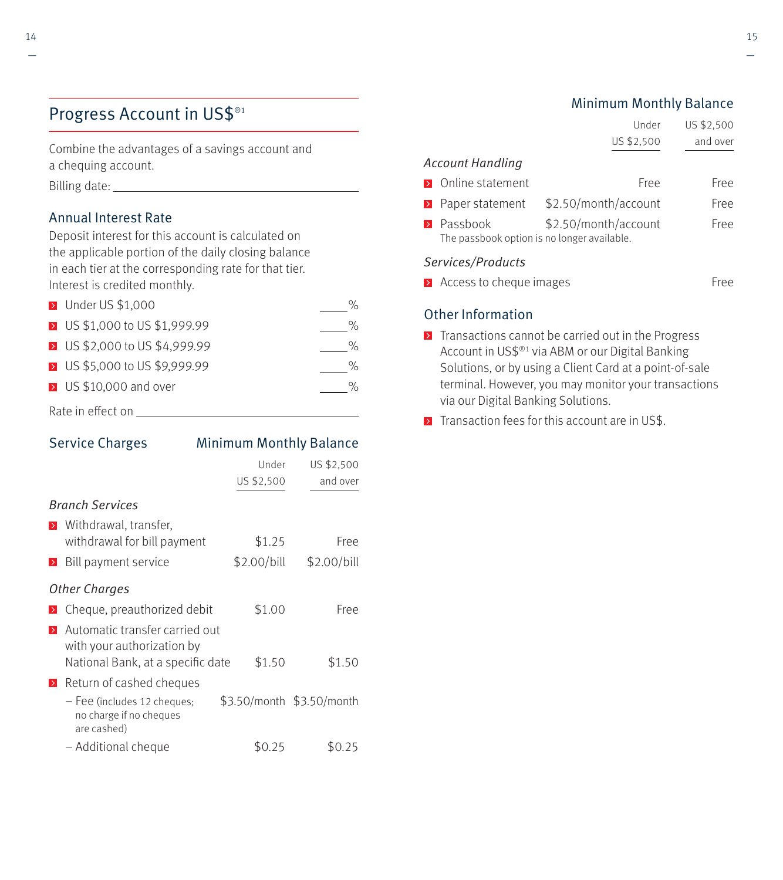## Progress Account in US$®[1]

Combine the advantages of a savings account and a chequing account.

Billing date: ______________________

### Annual Interest Rate

Deposit interest for this account is calculated on the applicable portion of the daily closing balance in each tier at the corresponding rate for that tier. Interest is credited monthly.

- Under US $1,000 ____%
- US $1,000 to US $1,999.99 ____%
- US $2,000 to US $4,999.99 ____%
- US $5,000 to US $9,999.99 ____%
- US $10,000 and over ____%

Rate in effect on ______________________

### Service Charges

| | Minimum Monthly Balance | |
|---|---|---|
| | Under US $2,500 | US $2,500 and over |
| ***Branch Services*** | | |
| Withdrawal, transfer, withdrawal for bill payment | $1.25 | Free |
| Bill payment service | $2.00/bill | $2.00/bill |
| ***Other Charges*** | | |
| Cheque, preauthorized debit | $1.00 | Free |
| Automatic transfer carried out with your authorization by National Bank, at a specific date | $1.50 | $1.50 |
| Return of cashed cheques | | |
| – Fee (includes 12 cheques; no charge if no cheques are cashed) | $3.50/month | $3.50/month |
| – Additional cheque | $0.25 | $0.25 |
| ***Account Handling*** | | |
| Online statement | Free | Free |
| Paper statement | $2.50/month/account | Free |
| Passbook<br>The passbook option is no longer available. | $2.50/month/account | Free |
| ***Services/Products*** | | |
| Access to cheque images | | Free |

### Other Information

- Transactions cannot be carried out in the Progress Account in US$®[1] via ABM or our Digital Banking Solutions, or by using a Client Card at a point-of-sale terminal. However, you may monitor your transactions via our Digital Banking Solutions.
- Transaction fees for this account are in US$.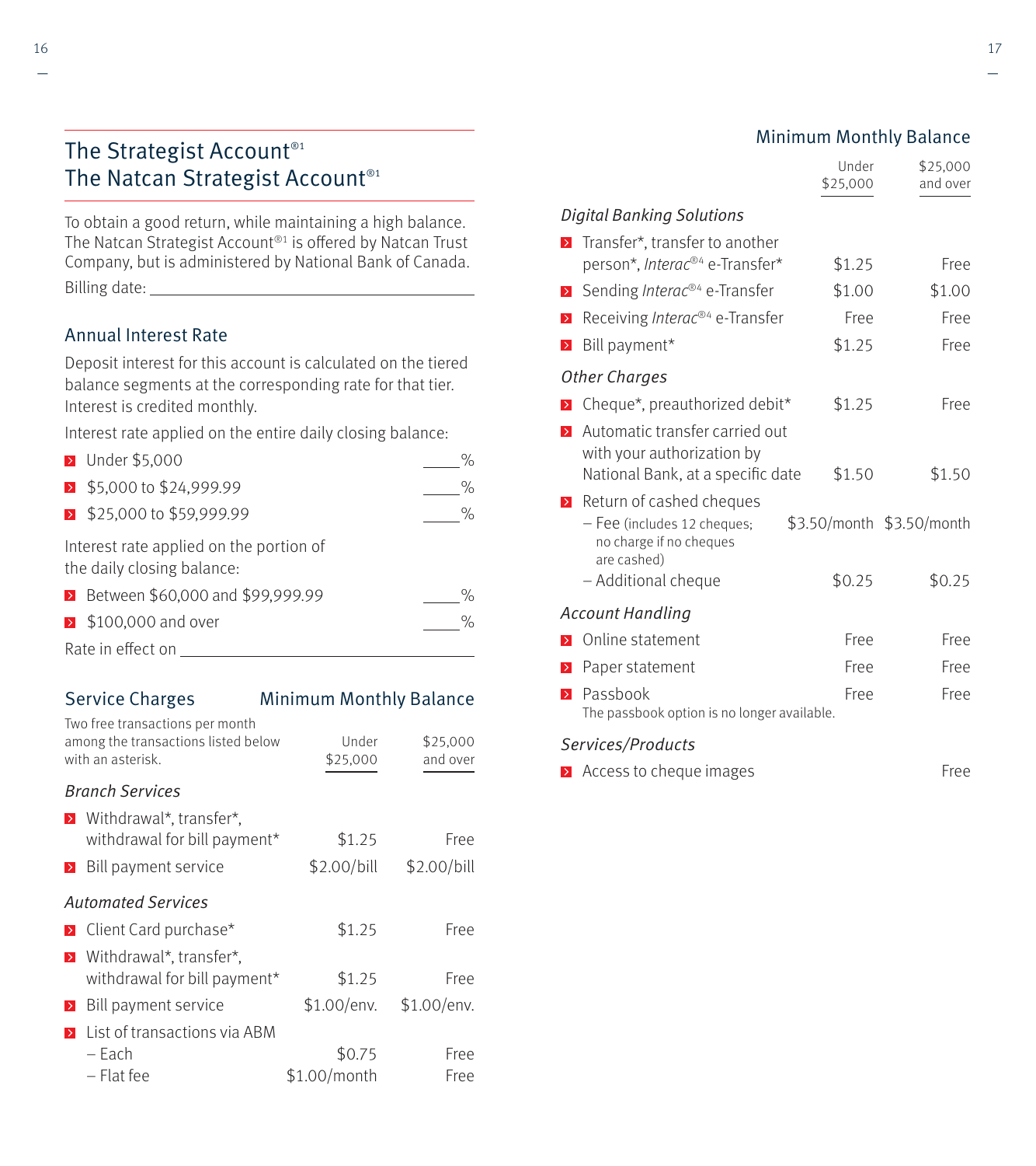## The Strategist Account®[1]
## The Natcan Strategist Account®[1]

To obtain a good return, while maintaining a high balance. The Natcan Strategist Account®[1] is offered by Natcan Trust Company, but is administered by National Bank of Canada.

Billing date: ______________________________

### Annual Interest Rate

Deposit interest for this account is calculated on the tiered balance segments at the corresponding rate for that tier. Interest is credited monthly.

Interest rate applied on the entire daily closing balance:

- Under $5,000 ____%
- $5,000 to $24,999.99 ____%
- $25,000 to $59,999.99 ____%

Interest rate applied on the portion of the daily closing balance:

- Between $60,000 and $99,999.99 ____%
- $100,000 and over ____%

Rate in effect on ______________________________

### Service Charges

Two free transactions per month among the transactions listed below with an asterisk.

| | Minimum Monthly Balance Under $25,000 | Minimum Monthly Balance $25,000 and over |
|---|---|---|
| ***Branch Services*** | | |
| Withdrawal*, transfer*, withdrawal for bill payment* | $1.25 | Free |
| Bill payment service | $2.00/bill | $2.00/bill |
| ***Automated Services*** | | |
| Client Card purchase* | $1.25 | Free |
| Withdrawal*, transfer*, withdrawal for bill payment* | $1.25 | Free |
| Bill payment service | $1.00/env. | $1.00/env. |
| List of transactions via ABM | | |
| – Each | $0.75 | Free |
| – Flat fee | $1.00/month | Free |
| ***Digital Banking Solutions*** | | |
| Transfer*, transfer to another person*, *Interac*®[4] e-Transfer* | $1.25 | Free |
| Sending *Interac*®[4] e-Transfer | $1.00 | $1.00 |
| Receiving *Interac*®[4] e-Transfer | Free | Free |
| Bill payment* | $1.25 | Free |
| ***Other Charges*** | | |
| Cheque*, preauthorized debit* | $1.25 | Free |
| Automatic transfer carried out with your authorization by National Bank, at a specific date | $1.50 | $1.50 |
| Return of cashed cheques | | |
| – Fee (includes 12 cheques; no charge if no cheques are cashed) | $3.50/month | $3.50/month |
| – Additional cheque | $0.25 | $0.25 |
| ***Account Handling*** | | |
| Online statement | Free | Free |
| Paper statement | Free | Free |
| Passbook (The passbook option is no longer available.) | Free | Free |
| ***Services/Products*** | | |
| Access to cheque images | | Free |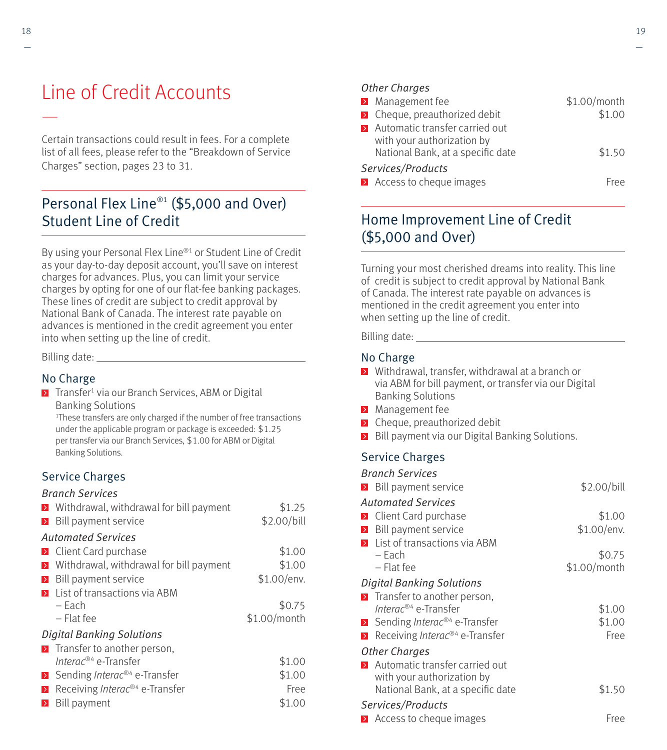# Line of Credit Accounts

Certain transactions could result in fees. For a complete list of all fees, please refer to the "Breakdown of Service Charges" section, pages 23 to 31.

## Personal Flex Line®[1] ($5,000 and Over) Student Line of Credit

By using your Personal Flex Line®[1] or Student Line of Credit as your day-to-day deposit account, you'll save on interest charges for advances. Plus, you can limit your service charges by opting for one of our flat-fee banking packages. These lines of credit are subject to credit approval by National Bank of Canada. The interest rate payable on advances is mentioned in the credit agreement you enter into when setting up the line of credit.

Billing date: ____________________

### No Charge

- Transfer[1] via our Branch Services, ABM or Digital Banking Solutions
  [1]These transfers are only charged if the number of free transactions under the applicable program or package is exceeded: $1.25 per transfer via our Branch Services, $1.00 for ABM or Digital Banking Solutions.

### Service Charges

*Branch Services*

| | |
|---|---|
| Withdrawal, withdrawal for bill payment | $1.25 |
| Bill payment service | $2.00/bill |

*Automated Services*

| | |
|---|---|
| Client Card purchase | $1.00 |
| Withdrawal, withdrawal for bill payment | $1.00 |
| Bill payment service | $1.00/env. |
| List of transactions via ABM | |
| – Each | $0.75 |
| – Flat fee | $1.00/month |

*Digital Banking Solutions*

| | |
|---|---|
| Transfer to another person, *Interac*®[4] e-Transfer | $1.00 |
| Sending *Interac*®[4] e-Transfer | $1.00 |
| Receiving *Interac*®[4] e-Transfer | Free |
| Bill payment | $1.00 |

*Other Charges*

| | |
|---|---|
| Management fee | $1.00/month |
| Cheque, preauthorized debit | $1.00 |
| Automatic transfer carried out with your authorization by National Bank, at a specific date | $1.50 |

*Services/Products*

| | |
|---|---|
| Access to cheque images | Free |

## Home Improvement Line of Credit ($5,000 and Over)

Turning your most cherished dreams into reality. This line of credit is subject to credit approval by National Bank of Canada. The interest rate payable on advances is mentioned in the credit agreement you enter into when setting up the line of credit.

Billing date: ____________________

### No Charge

- Withdrawal, transfer, withdrawal at a branch or via ABM for bill payment, or transfer via our Digital Banking Solutions
- Management fee
- Cheque, preauthorized debit
- Bill payment via our Digital Banking Solutions.

### Service Charges

*Branch Services*

| | |
|---|---|
| Bill payment service | $2.00/bill |

*Automated Services*

| | |
|---|---|
| Client Card purchase | $1.00 |
| Bill payment service | $1.00/env. |
| List of transactions via ABM | |
| – Each | $0.75 |
| – Flat fee | $1.00/month |

*Digital Banking Solutions*

| | |
|---|---|
| Transfer to another person, *Interac*®[4] e-Transfer | $1.00 |
| Sending *Interac*®[4] e-Transfer | $1.00 |
| Receiving *Interac*®[4] e-Transfer | Free |

*Other Charges*

| | |
|---|---|
| Automatic transfer carried out with your authorization by National Bank, at a specific date | $1.50 |

*Services/Products*

| | |
|---|---|
| Access to cheque images | Free |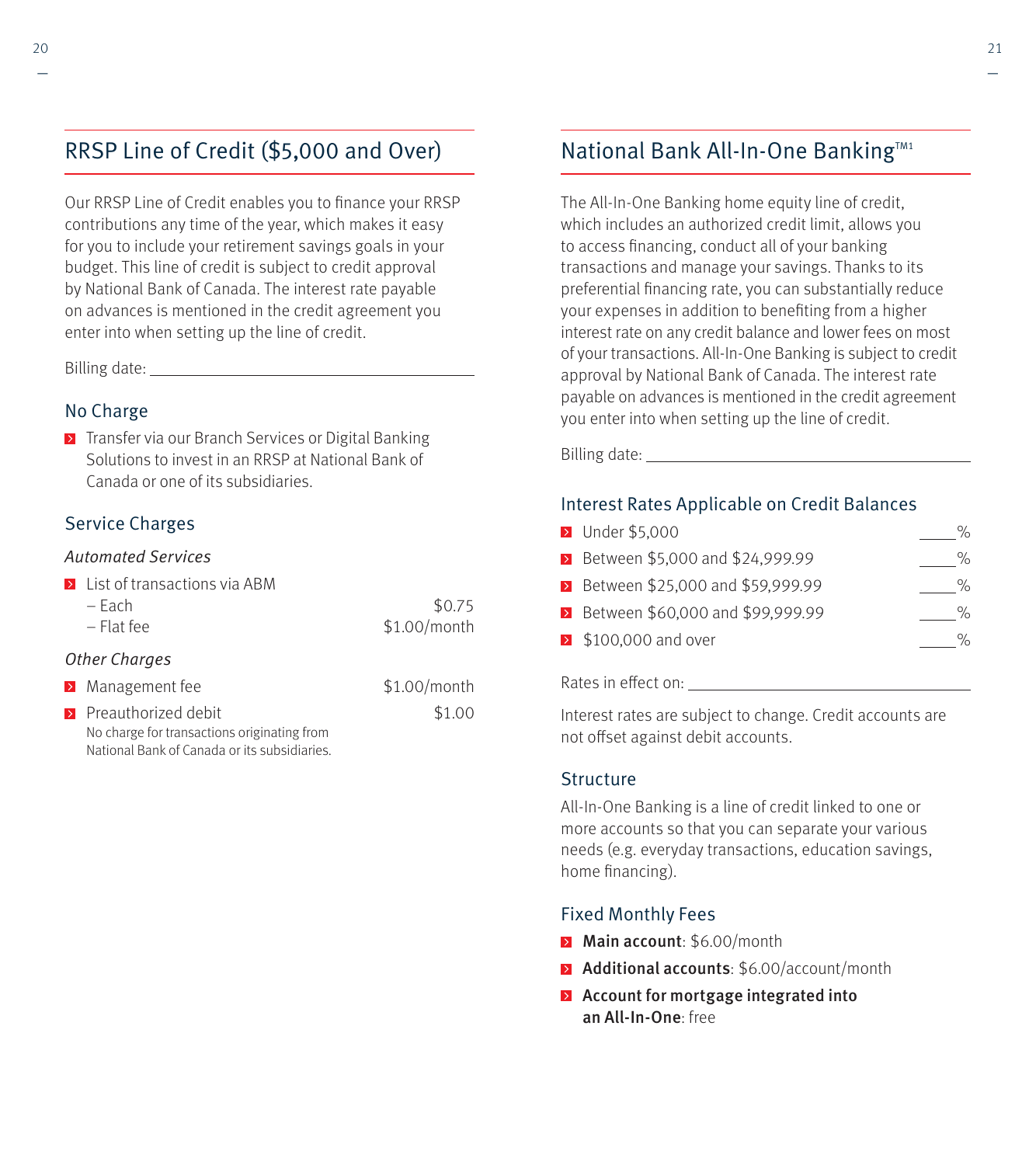## RRSP Line of Credit ($5,000 and Over)

Our RRSP Line of Credit enables you to finance your RRSP contributions any time of the year, which makes it easy for you to include your retirement savings goals in your budget. This line of credit is subject to credit approval by National Bank of Canada. The interest rate payable on advances is mentioned in the credit agreement you enter into when setting up the line of credit.

Billing date: ______________________________

### No Charge

- Transfer via our Branch Services or Digital Banking Solutions to invest in an RRSP at National Bank of Canada or one of its subsidiaries.

### Service Charges

*Automated Services*

- List of transactions via ABM
  - – Each: $0.75
  - – Flat fee: $1.00/month

*Other Charges*

- Management fee: $1.00/month
- Preauthorized debit: $1.00
  No charge for transactions originating from National Bank of Canada or its subsidiaries.

## National Bank All-In-One Banking[TM1]

The All-In-One Banking home equity line of credit, which includes an authorized credit limit, allows you to access financing, conduct all of your banking transactions and manage your savings. Thanks to its preferential financing rate, you can substantially reduce your expenses in addition to benefiting from a higher interest rate on any credit balance and lower fees on most of your transactions. All-In-One Banking is subject to credit approval by National Bank of Canada. The interest rate payable on advances is mentioned in the credit agreement you enter into when setting up the line of credit.

Billing date: ______________________________

### Interest Rates Applicable on Credit Balances

- Under $5,000: _____%
- Between $5,000 and $24,999.99: _____%
- Between $25,000 and $59,999.99: _____%
- Between $60,000 and $99,999.99: _____%
- $100,000 and over: _____%

Rates in effect on: ______________________________

Interest rates are subject to change. Credit accounts are not offset against debit accounts.

### Structure

All-In-One Banking is a line of credit linked to one or more accounts so that you can separate your various needs (e.g. everyday transactions, education savings, home financing).

### Fixed Monthly Fees

- **Main account**: $6.00/month
- **Additional accounts**: $6.00/account/month
- **Account for mortgage integrated into an All-In-One**: free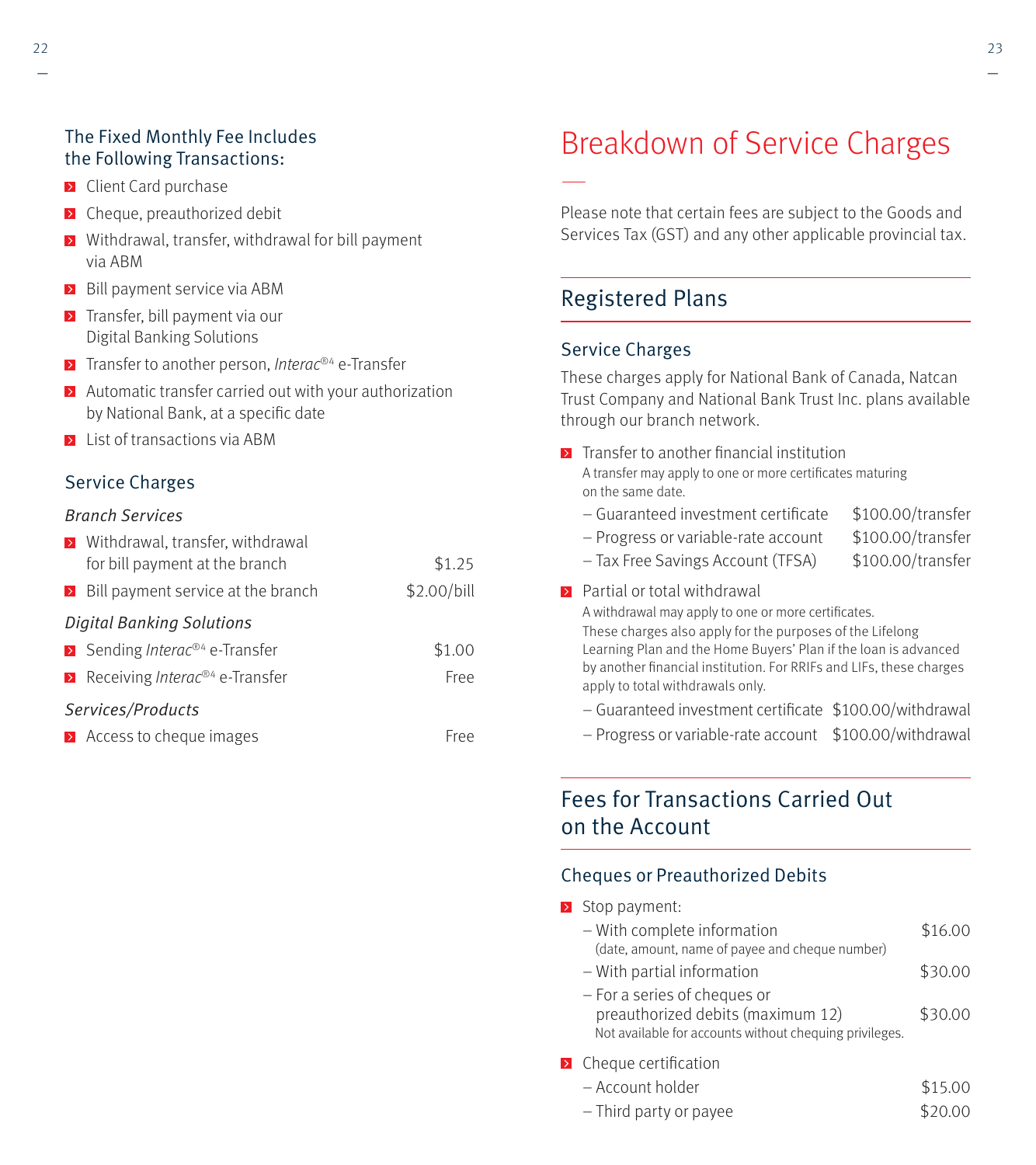### The Fixed Monthly Fee Includes the Following Transactions:

- Client Card purchase
- Cheque, preauthorized debit
- Withdrawal, transfer, withdrawal for bill payment via ABM
- Bill payment service via ABM
- Transfer, bill payment via our Digital Banking Solutions
- Transfer to another person, *Interac*®4 e-Transfer
- Automatic transfer carried out with your authorization by National Bank, at a specific date
- List of transactions via ABM

### Service Charges

*Branch Services*

| | |
|---|---|
| Withdrawal, transfer, withdrawal for bill payment at the branch | $1.25 |
| Bill payment service at the branch | $2.00/bill |

*Digital Banking Solutions*

| | |
|---|---|
| Sending *Interac*®4 e-Transfer | $1.00 |
| Receiving *Interac*®4 e-Transfer | Free |

*Services/Products*

| | |
|---|---|
| Access to cheque images | Free |

# Breakdown of Service Charges

Please note that certain fees are subject to the Goods and Services Tax (GST) and any other applicable provincial tax.

## Registered Plans

### Service Charges

These charges apply for National Bank of Canada, Natcan Trust Company and National Bank Trust Inc. plans available through our branch network.

- Transfer to another financial institution
  A transfer may apply to one or more certificates maturing on the same date.

| | |
|---|---|
| – Guaranteed investment certificate | $100.00/transfer |
| – Progress or variable-rate account | $100.00/transfer |
| – Tax Free Savings Account (TFSA) | $100.00/transfer |

- Partial or total withdrawal
  A withdrawal may apply to one or more certificates. These charges also apply for the purposes of the Lifelong Learning Plan and the Home Buyers' Plan if the loan is advanced by another financial institution. For RRIFs and LIFs, these charges apply to total withdrawals only.

| | |
|---|---|
| – Guaranteed investment certificate | $100.00/withdrawal |
| – Progress or variable-rate account | $100.00/withdrawal |

## Fees for Transactions Carried Out on the Account

### Cheques or Preauthorized Debits

- Stop payment:

| | |
|---|---|
| – With complete information (date, amount, name of payee and cheque number) | $16.00 |
| – With partial information | $30.00 |
| – For a series of cheques or preauthorized debits (maximum 12) Not available for accounts without chequing privileges. | $30.00 |

- Cheque certification

| | |
|---|---|
| – Account holder | $15.00 |
| – Third party or payee | $20.00 |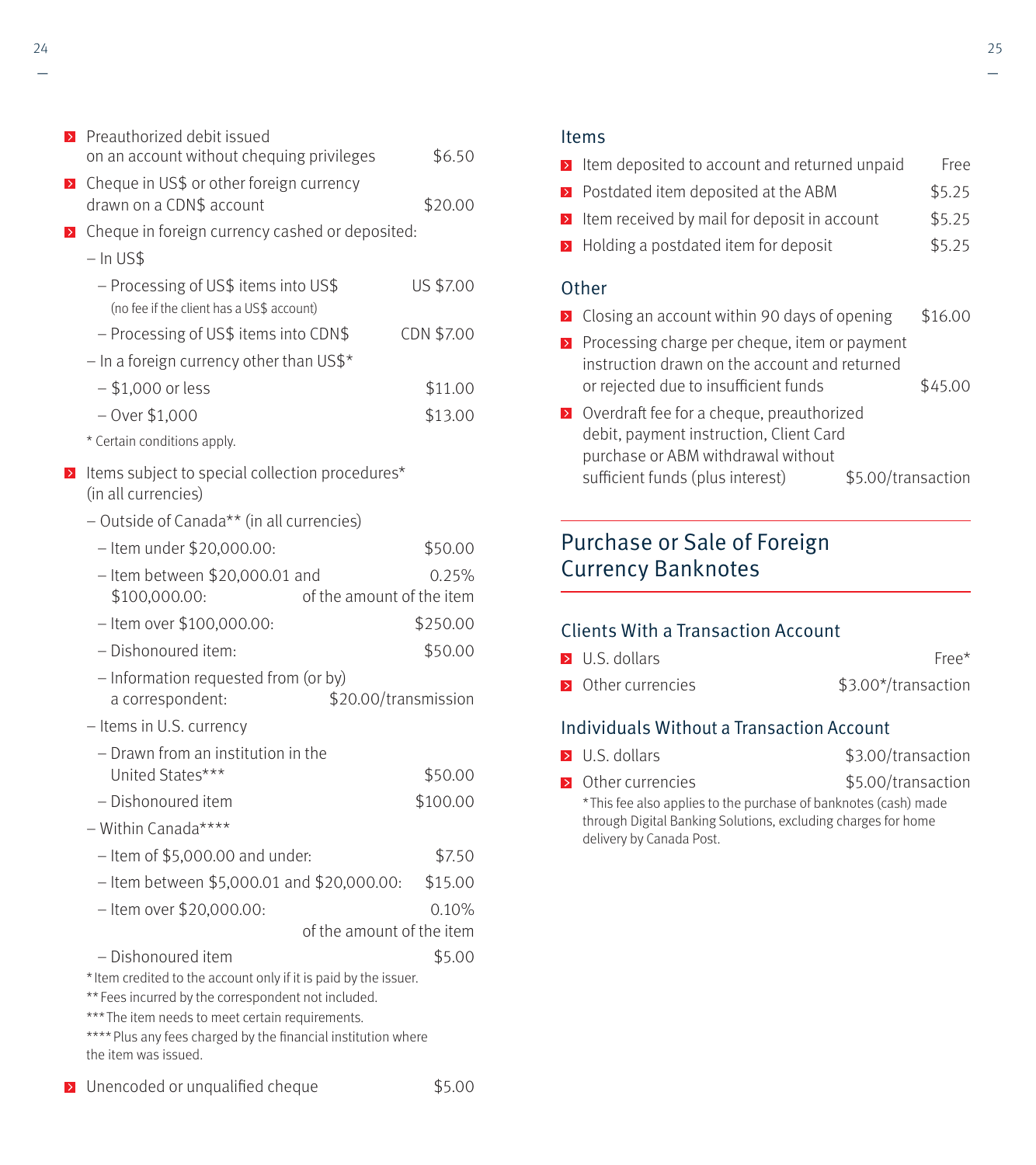- Preauthorized debit issued on an account without chequing privileges — $6.50
- Cheque in US$ or other foreign currency drawn on a CDN$ account — $20.00
- Cheque in foreign currency cashed or deposited:
  - In US$
    - Processing of US$ items into US$ — US $7.00
      (no fee if the client has a US$ account)
    - Processing of US$ items into CDN$ — CDN $7.00
  - In a foreign currency other than US$*
    - $1,000 or less — $11.00
    - Over $1,000 — $13.00

  \* Certain conditions apply.

- Items subject to special collection procedures* (in all currencies)
  - Outside of Canada** (in all currencies)
    - Item under $20,000.00: — $50.00
    - Item between $20,000.01 and $100,000.00: — 0.25% of the amount of the item
    - Item over $100,000.00: — $250.00
    - Dishonoured item: — $50.00
    - Information requested from (or by) a correspondent: — $20.00/transmission
  - Items in U.S. currency
    - Drawn from an institution in the United States*** — $50.00
    - Dishonoured item — $100.00
  - Within Canada****
    - Item of $5,000.00 and under: — $7.50
    - Item between $5,000.01 and $20,000.00: — $15.00
    - Item over $20,000.00: — 0.10% of the amount of the item
    - Dishonoured item — $5.00

  \* Item credited to the account only if it is paid by the issuer.
  \** Fees incurred by the correspondent not included.
  \*** The item needs to meet certain requirements.
  \**** Plus any fees charged by the financial institution where the item was issued.

- Unencoded or unqualified cheque — $5.00

### Items

- Item deposited to account and returned unpaid — Free
- Postdated item deposited at the ABM — $5.25
- Item received by mail for deposit in account — $5.25
- Holding a postdated item for deposit — $5.25

### Other

- Closing an account within 90 days of opening — $16.00
- Processing charge per cheque, item or payment instruction drawn on the account and returned or rejected due to insufficient funds — $45.00
- Overdraft fee for a cheque, preauthorized debit, payment instruction, Client Card purchase or ABM withdrawal without sufficient funds (plus interest) — $5.00/transaction

## Purchase or Sale of Foreign Currency Banknotes

### Clients With a Transaction Account

- U.S. dollars — Free*
- Other currencies — $3.00*/transaction

### Individuals Without a Transaction Account

- U.S. dollars — $3.00/transaction
- Other currencies — $5.00/transaction

\*This fee also applies to the purchase of banknotes (cash) made through Digital Banking Solutions, excluding charges for home delivery by Canada Post.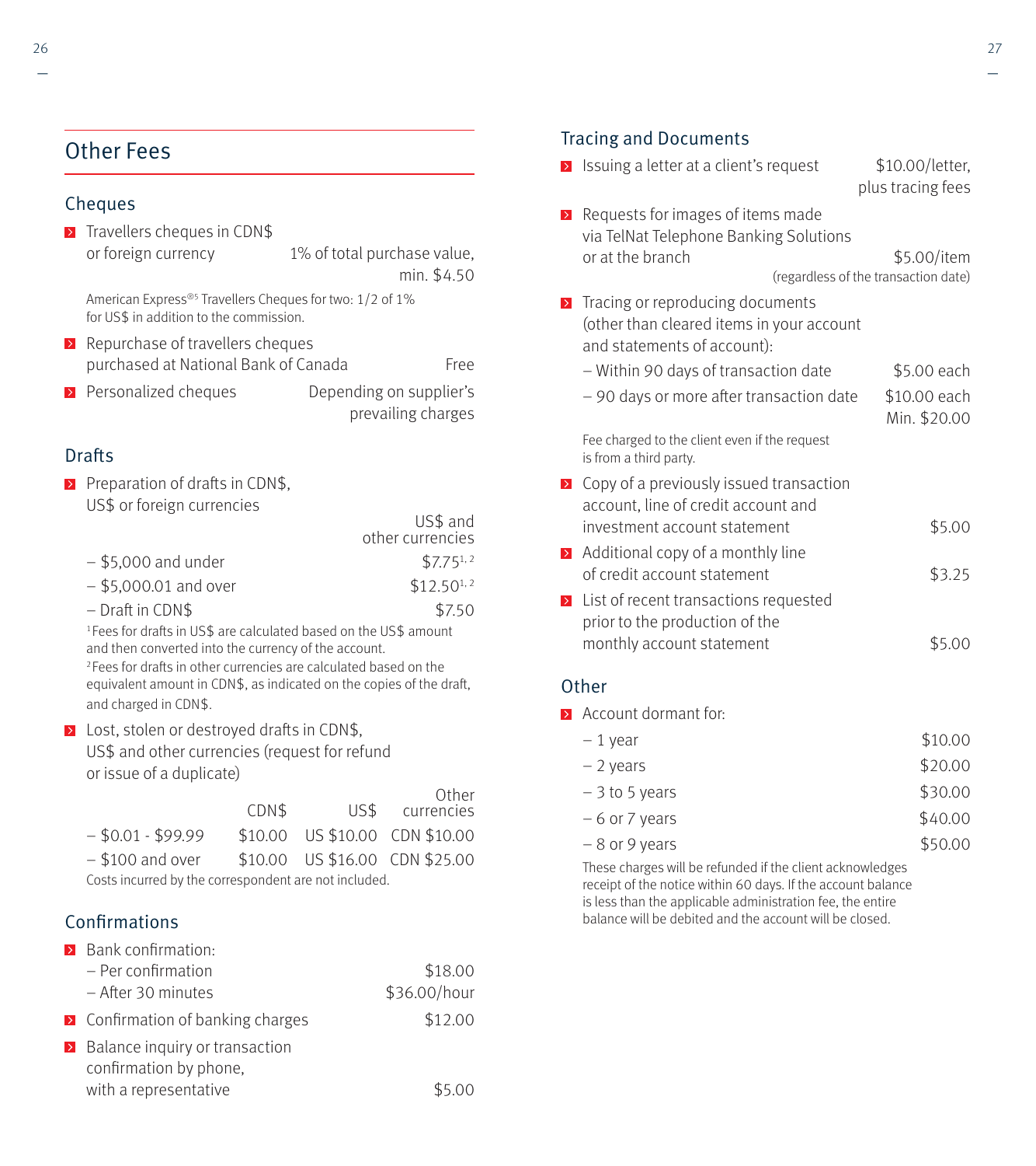# Other Fees

## Cheques

- Travellers cheques in CDN$ or foreign currency — 1% of total purchase value, min. $4.50

  American Express®[5] Travellers Cheques for two: 1/2 of 1% for US$ in addition to the commission.

- Repurchase of travellers cheques purchased at National Bank of Canada — Free
- Personalized cheques — Depending on supplier's prevailing charges

## Drafts

- Preparation of drafts in CDN$, US$ or foreign currencies

| | US$ and other currencies |
|---|---|
| – $5,000 and under | $7.75[1, 2] |
| – $5,000.01 and over | $12.50[1, 2] |
| – Draft in CDN$ | $7.50 |

[1]Fees for drafts in US$ are calculated based on the US$ amount and then converted into the currency of the account.
[2]Fees for drafts in other currencies are calculated based on the equivalent amount in CDN$, as indicated on the copies of the draft, and charged in CDN$.

- Lost, stolen or destroyed drafts in CDN$, US$ and other currencies (request for refund or issue of a duplicate)

| | CDN$ | US$ | Other currencies |
|---|---|---|---|
| – $0.01 - $99.99 | $10.00 | US $10.00 | CDN $10.00 |
| – $100 and over | $10.00 | US $16.00 | CDN $25.00 |

Costs incurred by the correspondent are not included.

## Confirmations

- Bank confirmation:
  - Per confirmation — $18.00
  - After 30 minutes — $36.00/hour
- Confirmation of banking charges — $12.00
- Balance inquiry or transaction confirmation by phone, with a representative — $5.00

## Tracing and Documents

- Issuing a letter at a client's request — $10.00/letter, plus tracing fees
- Requests for images of items made via TelNat Telephone Banking Solutions or at the branch — $5.00/item (regardless of the transaction date)
- Tracing or reproducing documents (other than cleared items in your account and statements of account):
  - Within 90 days of transaction date — $5.00 each
  - 90 days or more after transaction date — $10.00 each Min. $20.00

  Fee charged to the client even if the request is from a third party.

- Copy of a previously issued transaction account, line of credit account and investment account statement — $5.00
- Additional copy of a monthly line of credit account statement — $3.25
- List of recent transactions requested prior to the production of the monthly account statement — $5.00

## Other

- Account dormant for:
  - 1 year — $10.00
  - 2 years — $20.00
  - 3 to 5 years — $30.00
  - 6 or 7 years — $40.00
  - 8 or 9 years — $50.00

  These charges will be refunded if the client acknowledges receipt of the notice within 60 days. If the account balance is less than the applicable administration fee, the entire balance will be debited and the account will be closed.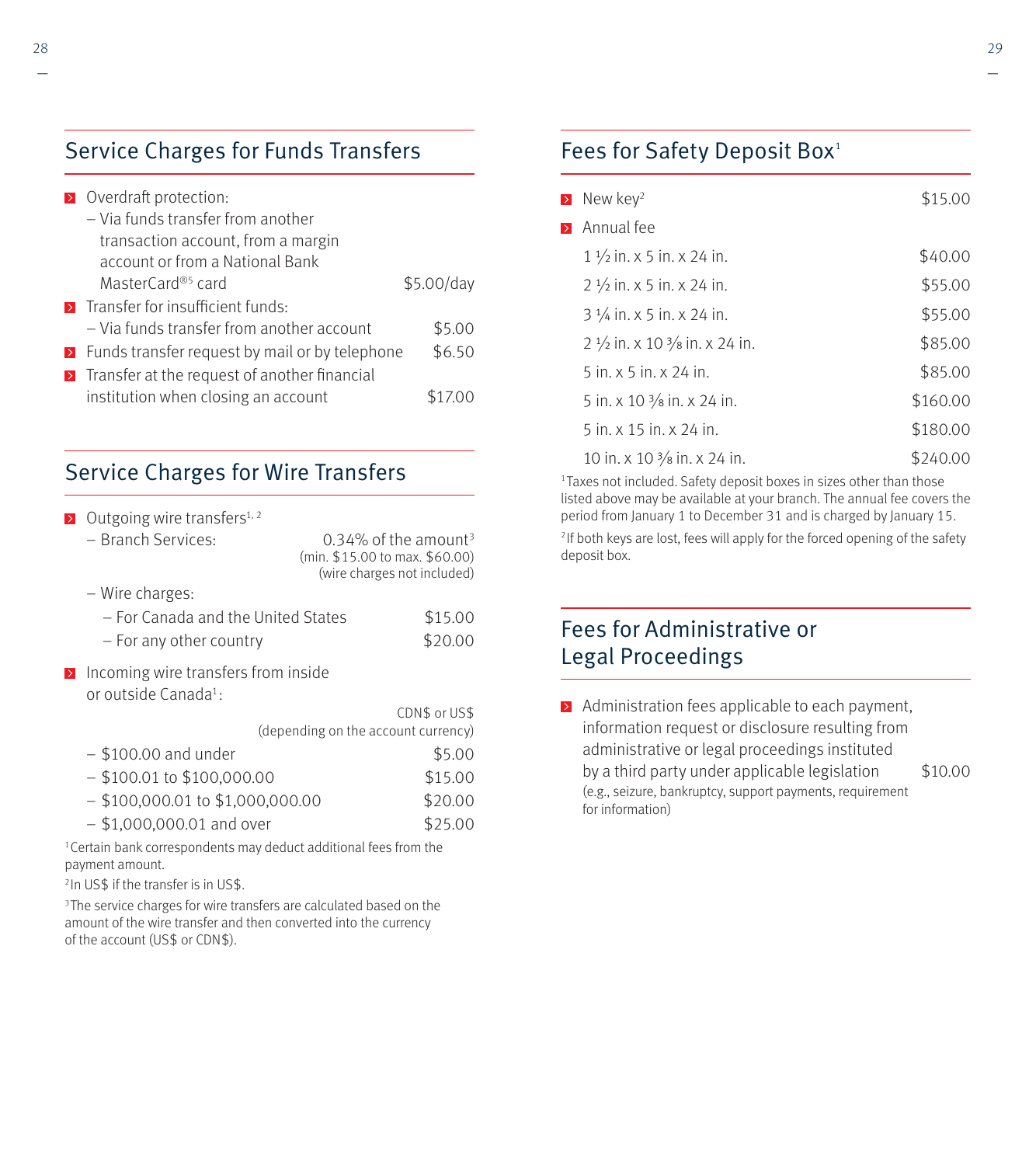## Service Charges for Funds Transfers

- Overdraft protection:
  - Via funds transfer from another transaction account, from a margin account or from a National Bank MasterCard®[5] card — $5.00/day
- Transfer for insufficient funds:
  - Via funds transfer from another account — $5.00
- Funds transfer request by mail or by telephone — $6.50
- Transfer at the request of another financial institution when closing an account — $17.00

## Service Charges for Wire Transfers

- Outgoing wire transfers[1, 2]
  - Branch Services: — 0.34% of the amount[3] (min. $15.00 to max. $60.00) (wire charges not included)
  - Wire charges:
    - For Canada and the United States — $15.00
    - For any other country — $20.00
- Incoming wire transfers from inside or outside Canada[1]:

| | CDN$ or US$ (depending on the account currency) |
|---|---|
| – $100.00 and under | $5.00 |
| – $100.01 to $100,000.00 | $15.00 |
| – $100,000.01 to $1,000,000.00 | $20.00 |
| – $1,000,000.01 and over | $25.00 |

[1] Certain bank correspondents may deduct additional fees from the payment amount.

[2] In US$ if the transfer is in US$.

[3] The service charges for wire transfers are calculated based on the amount of the wire transfer and then converted into the currency of the account (US$ or CDN$).

## Fees for Safety Deposit Box[1]

- New key[2] — $15.00
- Annual fee

| Size | Fee |
|---|---|
| 1 ½ in. x 5 in. x 24 in. | $40.00 |
| 2 ½ in. x 5 in. x 24 in. | $55.00 |
| 3 ¼ in. x 5 in. x 24 in. | $55.00 |
| 2 ½ in. x 10 ⅜ in. x 24 in. | $85.00 |
| 5 in. x 5 in. x 24 in. | $85.00 |
| 5 in. x 10 ⅜ in. x 24 in. | $160.00 |
| 5 in. x 15 in. x 24 in. | $180.00 |
| 10 in. x 10 ⅜ in. x 24 in. | $240.00 |

[1] Taxes not included. Safety deposit boxes in sizes other than those listed above may be available at your branch. The annual fee covers the period from January 1 to December 31 and is charged by January 15.

[2] If both keys are lost, fees will apply for the forced opening of the safety deposit box.

## Fees for Administrative or Legal Proceedings

- Administration fees applicable to each payment, information request or disclosure resulting from administrative or legal proceedings instituted by a third party under applicable legislation (e.g., seizure, bankruptcy, support payments, requirement for information) — $10.00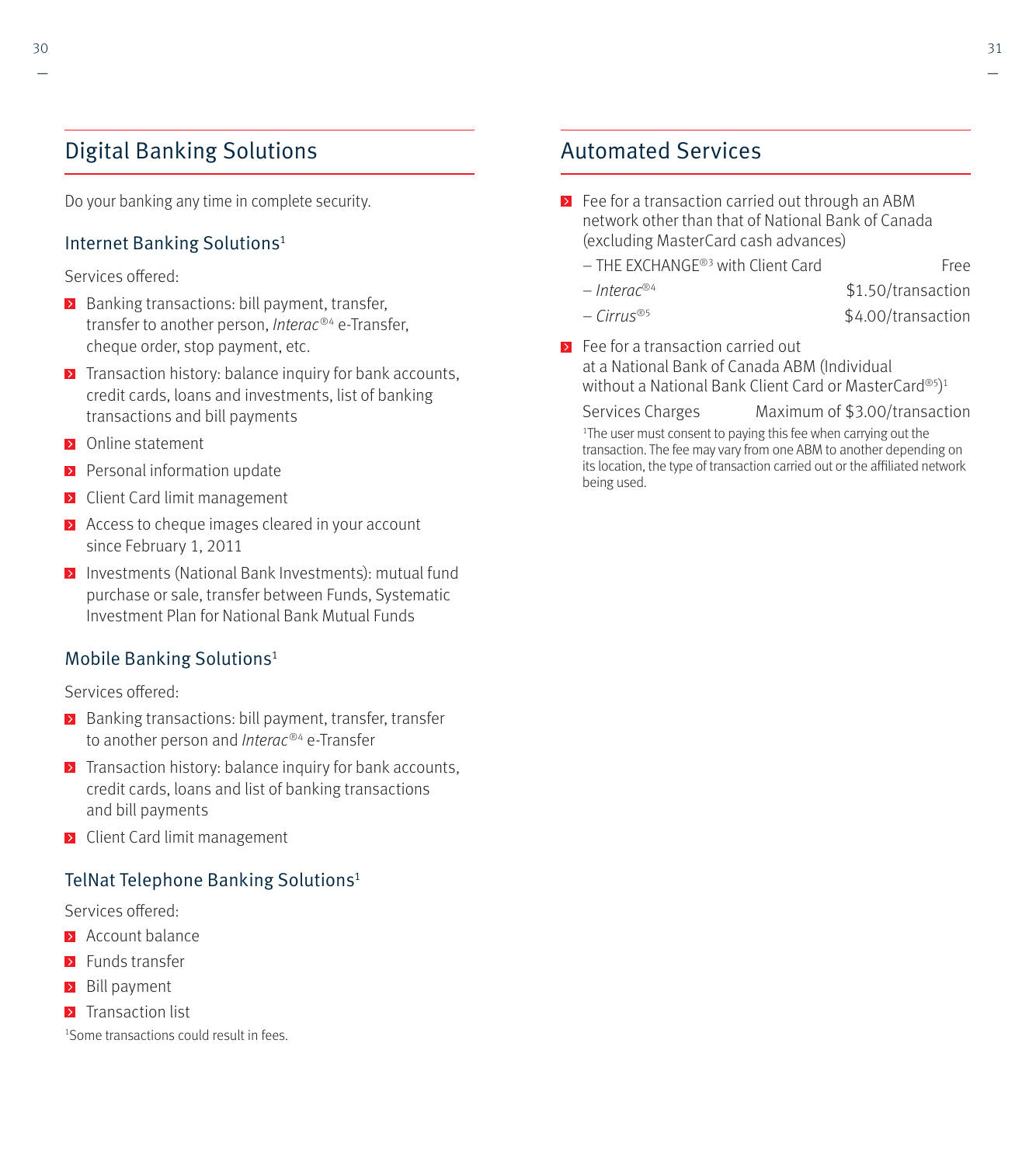## Digital Banking Solutions

Do your banking any time in complete security.

### Internet Banking Solutions[1]

Services offered:

- Banking transactions: bill payment, transfer, transfer to another person, *Interac*®4 e-Transfer, cheque order, stop payment, etc.
- Transaction history: balance inquiry for bank accounts, credit cards, loans and investments, list of banking transactions and bill payments
- Online statement
- Personal information update
- Client Card limit management
- Access to cheque images cleared in your account since February 1, 2011
- Investments (National Bank Investments): mutual fund purchase or sale, transfer between Funds, Systematic Investment Plan for National Bank Mutual Funds

### Mobile Banking Solutions[1]

Services offered:

- Banking transactions: bill payment, transfer, transfer to another person and *Interac*®4 e-Transfer
- Transaction history: balance inquiry for bank accounts, credit cards, loans and list of banking transactions and bill payments
- Client Card limit management

### TelNat Telephone Banking Solutions[1]

Services offered:

- Account balance
- Funds transfer
- Bill payment
- Transaction list

[1]Some transactions could result in fees.

## Automated Services

- Fee for a transaction carried out through an ABM network other than that of National Bank of Canada (excluding MasterCard cash advances)

| | |
|---|---|
| – THE EXCHANGE®3 with Client Card | Free |
| – *Interac*®4 | $1.50/transaction |
| – *Cirrus*®5 | $4.00/transaction |

- Fee for a transaction carried out at a National Bank of Canada ABM (Individual without a National Bank Client Card or MasterCard®5)[1]

| | |
|---|---|
| Services Charges | Maximum of $3.00/transaction |

[1]The user must consent to paying this fee when carrying out the transaction. The fee may vary from one ABM to another depending on its location, the type of transaction carried out or the affiliated network being used.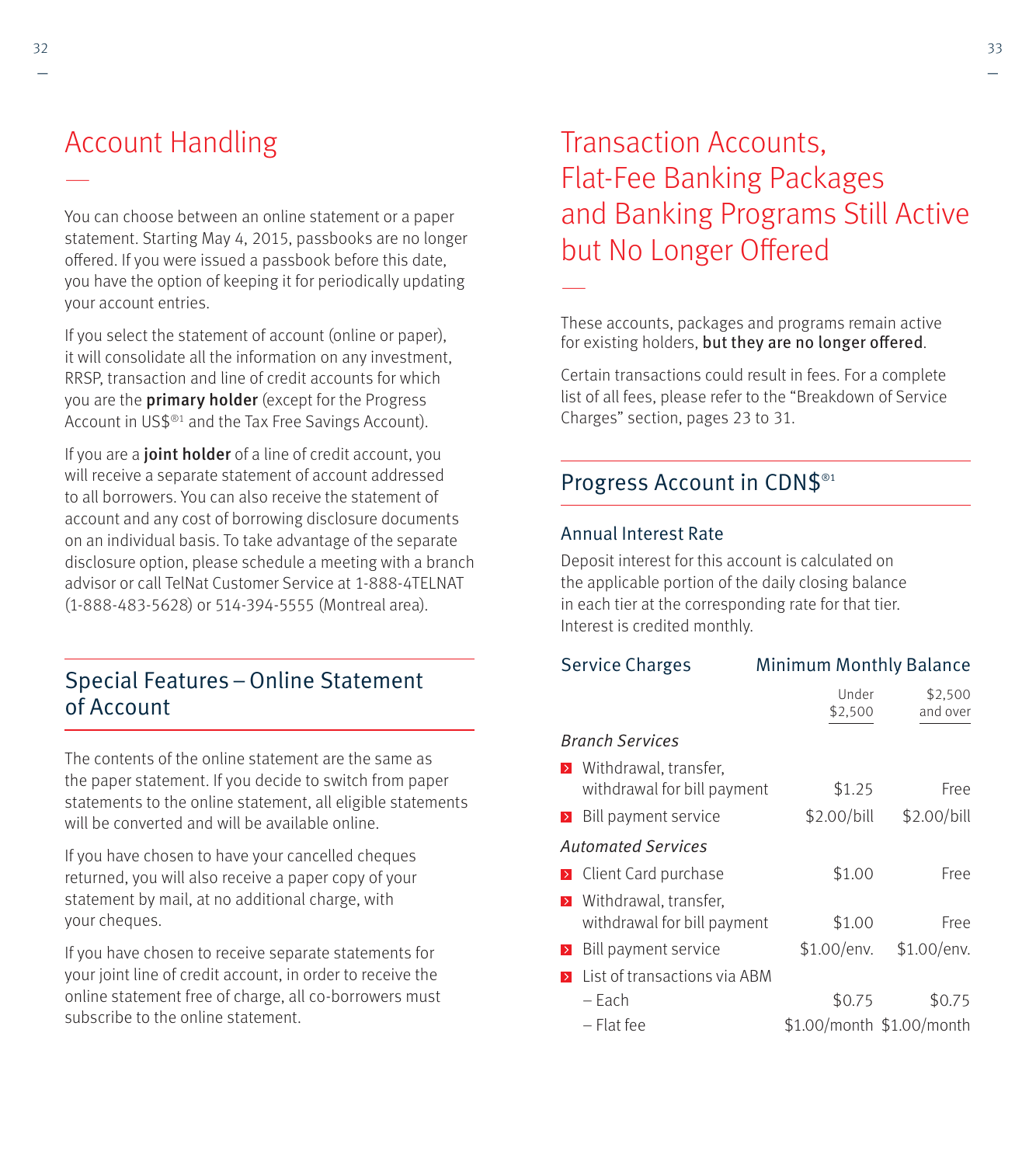# Account Handling

You can choose between an online statement or a paper statement. Starting May 4, 2015, passbooks are no longer offered. If you were issued a passbook before this date, you have the option of keeping it for periodically updating your account entries.

If you select the statement of account (online or paper), it will consolidate all the information on any investment, RRSP, transaction and line of credit accounts for which you are the **primary holder** (except for the Progress Account in US$®1 and the Tax Free Savings Account).

If you are a **joint holder** of a line of credit account, you will receive a separate statement of account addressed to all borrowers. You can also receive the statement of account and any cost of borrowing disclosure documents on an individual basis. To take advantage of the separate disclosure option, please schedule a meeting with a branch advisor or call TelNat Customer Service at 1-888-4TELNAT (1-888-483-5628) or 514-394-5555 (Montreal area).

## Special Features – Online Statement of Account

The contents of the online statement are the same as the paper statement. If you decide to switch from paper statements to the online statement, all eligible statements will be converted and will be available online.

If you have chosen to have your cancelled cheques returned, you will also receive a paper copy of your statement by mail, at no additional charge, with your cheques.

If you have chosen to receive separate statements for your joint line of credit account, in order to receive the online statement free of charge, all co-borrowers must subscribe to the online statement.

# Transaction Accounts, Flat-Fee Banking Packages and Banking Programs Still Active but No Longer Offered

These accounts, packages and programs remain active for existing holders, **but they are no longer offered**.

Certain transactions could result in fees. For a complete list of all fees, please refer to the "Breakdown of Service Charges" section, pages 23 to 31.

## Progress Account in CDN$®1

### Annual Interest Rate

Deposit interest for this account is calculated on the applicable portion of the daily closing balance in each tier at the corresponding rate for that tier. Interest is credited monthly.

| Service Charges | Minimum Monthly Balance | |
|---|---|---|
| | Under $2,500 | $2,500 and over |
| *Branch Services* | | |
| Withdrawal, transfer, withdrawal for bill payment | $1.25 | Free |
| Bill payment service | $2.00/bill | $2.00/bill |
| *Automated Services* | | |
| Client Card purchase | $1.00 | Free |
| Withdrawal, transfer, withdrawal for bill payment | $1.00 | Free |
| Bill payment service | $1.00/env. | $1.00/env. |
| List of transactions via ABM | | |
| – Each | $0.75 | $0.75 |
| – Flat fee | $1.00/month | $1.00/month |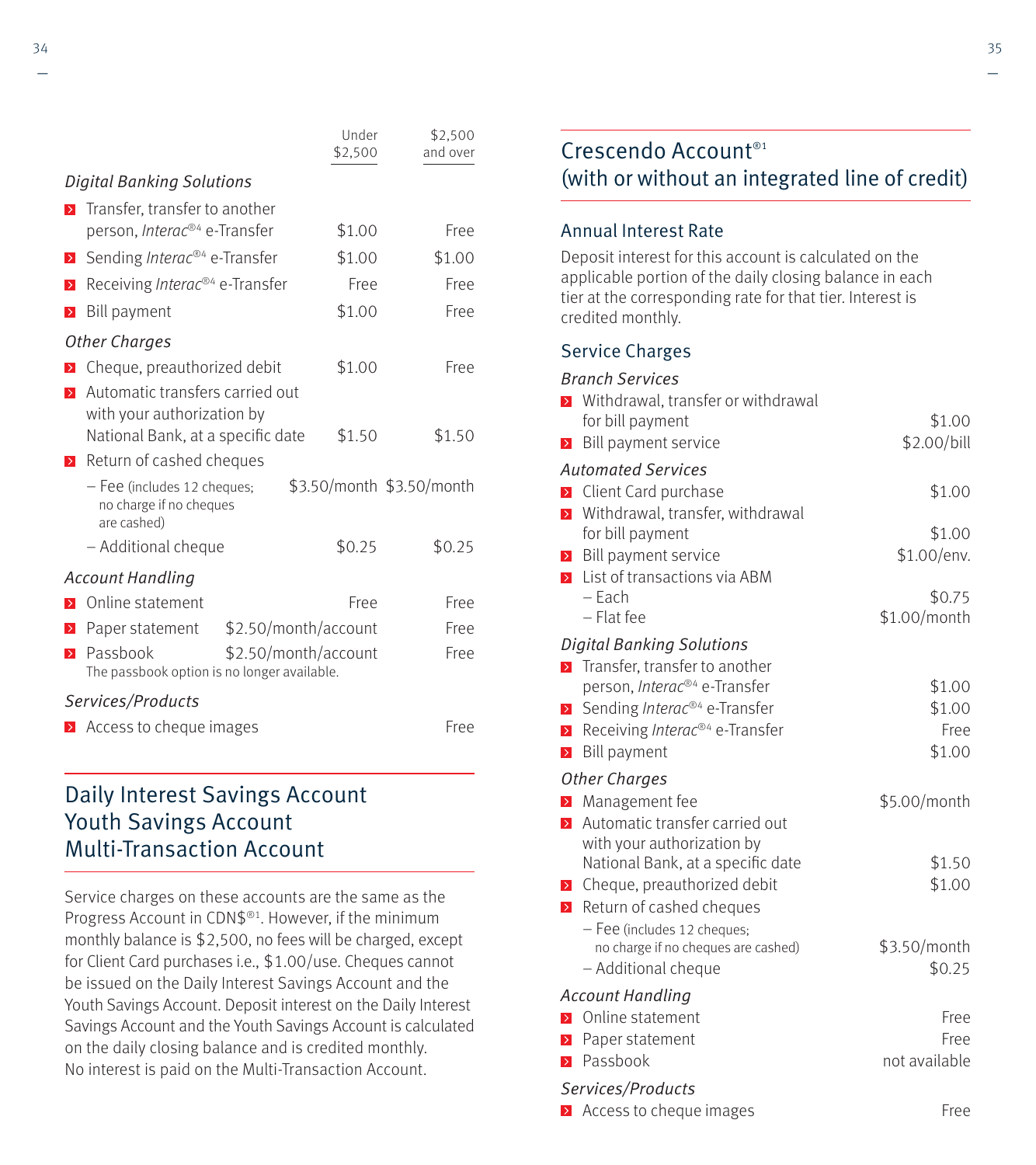| | Under $2,500 | $2,500 and over |
|---|---|---|
| *Digital Banking Solutions* | | |
| Transfer, transfer to another person, *Interac*®4 e-Transfer | $1.00 | Free |
| Sending *Interac*®4 e-Transfer | $1.00 | $1.00 |
| Receiving *Interac*®4 e-Transfer | Free | Free |
| Bill payment | $1.00 | Free |
| *Other Charges* | | |
| Cheque, preauthorized debit | $1.00 | Free |
| Automatic transfers carried out with your authorization by National Bank, at a specific date | $1.50 | $1.50 |
| Return of cashed cheques | | |
| – Fee (includes 12 cheques; no charge if no cheques are cashed) | $3.50/month | $3.50/month |
| – Additional cheque | $0.25 | $0.25 |
| *Account Handling* | | |
| Online statement | Free | Free |
| Paper statement | $2.50/month/account | Free |
| Passbook (The passbook option is no longer available.) | $2.50/month/account | Free |
| *Services/Products* | | |
| Access to cheque images | | Free |

## Daily Interest Savings Account Youth Savings Account Multi-Transaction Account

Service charges on these accounts are the same as the Progress Account in CDN$®1. However, if the minimum monthly balance is $2,500, no fees will be charged, except for Client Card purchases i.e., $1.00/use. Cheques cannot be issued on the Daily Interest Savings Account and the Youth Savings Account. Deposit interest on the Daily Interest Savings Account and the Youth Savings Account is calculated on the daily closing balance and is credited monthly. No interest is paid on the Multi-Transaction Account.

## Crescendo Account®1 (with or without an integrated line of credit)

### Annual Interest Rate

Deposit interest for this account is calculated on the applicable portion of the daily closing balance in each tier at the corresponding rate for that tier. Interest is credited monthly.

### Service Charges

| | |
|---|---|
| *Branch Services* | |
| Withdrawal, transfer or withdrawal for bill payment | $1.00 |
| Bill payment service | $2.00/bill |
| *Automated Services* | |
| Client Card purchase | $1.00 |
| Withdrawal, transfer, withdrawal for bill payment | $1.00 |
| Bill payment service | $1.00/env. |
| List of transactions via ABM | |
| – Each | $0.75 |
| – Flat fee | $1.00/month |
| *Digital Banking Solutions* | |
| Transfer, transfer to another person, *Interac*®4 e-Transfer | $1.00 |
| Sending *Interac*®4 e-Transfer | $1.00 |
| Receiving *Interac*®4 e-Transfer | Free |
| Bill payment | $1.00 |
| *Other Charges* | |
| Management fee | $5.00/month |
| Automatic transfer carried out with your authorization by National Bank, at a specific date | $1.50 |
| Cheque, preauthorized debit | $1.00 |
| Return of cashed cheques | |
| – Fee (includes 12 cheques; no charge if no cheques are cashed) | $3.50/month |
| – Additional cheque | $0.25 |
| *Account Handling* | |
| Online statement | Free |
| Paper statement | Free |
| Passbook | not available |
| *Services/Products* | |
| Access to cheque images | Free |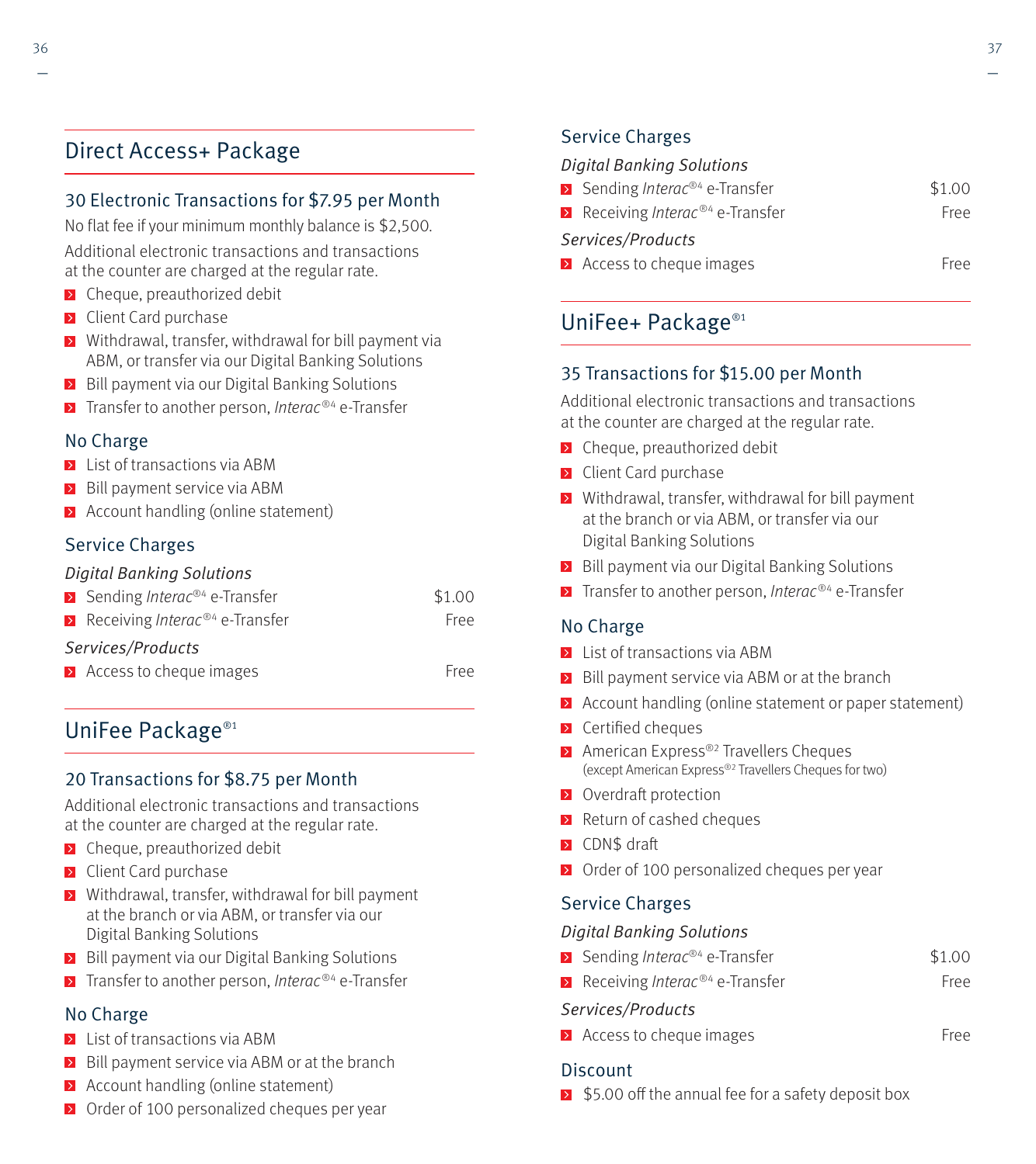## Direct Access+ Package

### 30 Electronic Transactions for $7.95 per Month

No flat fee if your minimum monthly balance is $2,500.

Additional electronic transactions and transactions at the counter are charged at the regular rate.

- Cheque, preauthorized debit
- Client Card purchase
- Withdrawal, transfer, withdrawal for bill payment via ABM, or transfer via our Digital Banking Solutions
- Bill payment via our Digital Banking Solutions
- Transfer to another person, *Interac*®[4] e-Transfer

### No Charge

- List of transactions via ABM
- Bill payment service via ABM
- Account handling (online statement)

### Service Charges

*Digital Banking Solutions*

| | |
|---|---|
| Sending *Interac*®[4] e-Transfer | $1.00 |
| Receiving *Interac*®[4] e-Transfer | Free |

*Services/Products*

| | |
|---|---|
| Access to cheque images | Free |

## UniFee Package®[1]

### 20 Transactions for $8.75 per Month

Additional electronic transactions and transactions at the counter are charged at the regular rate.

- Cheque, preauthorized debit
- Client Card purchase
- Withdrawal, transfer, withdrawal for bill payment at the branch or via ABM, or transfer via our Digital Banking Solutions
- Bill payment via our Digital Banking Solutions
- Transfer to another person, *Interac*®[4] e-Transfer

### No Charge

- List of transactions via ABM
- Bill payment service via ABM or at the branch
- Account handling (online statement)
- Order of 100 personalized cheques per year

### Service Charges

*Digital Banking Solutions*

| | |
|---|---|
| Sending *Interac*®[4] e-Transfer | $1.00 |
| Receiving *Interac*®[4] e-Transfer | Free |

*Services/Products*

| | |
|---|---|
| Access to cheque images | Free |

## UniFee+ Package®[1]

### 35 Transactions for $15.00 per Month

Additional electronic transactions and transactions at the counter are charged at the regular rate.

- Cheque, preauthorized debit
- Client Card purchase
- Withdrawal, transfer, withdrawal for bill payment at the branch or via ABM, or transfer via our Digital Banking Solutions
- Bill payment via our Digital Banking Solutions
- Transfer to another person, *Interac*®[4] e-Transfer

### No Charge

- List of transactions via ABM
- Bill payment service via ABM or at the branch
- Account handling (online statement or paper statement)
- Certified cheques
- American Express®[2] Travellers Cheques (except American Express®[2] Travellers Cheques for two)
- Overdraft protection
- Return of cashed cheques
- CDN$ draft
- Order of 100 personalized cheques per year

### Service Charges

*Digital Banking Solutions*

| | |
|---|---|
| Sending *Interac*®[4] e-Transfer | $1.00 |
| Receiving *Interac*®[4] e-Transfer | Free |

*Services/Products*

| | |
|---|---|
| Access to cheque images | Free |

### Discount

- $5.00 off the annual fee for a safety deposit box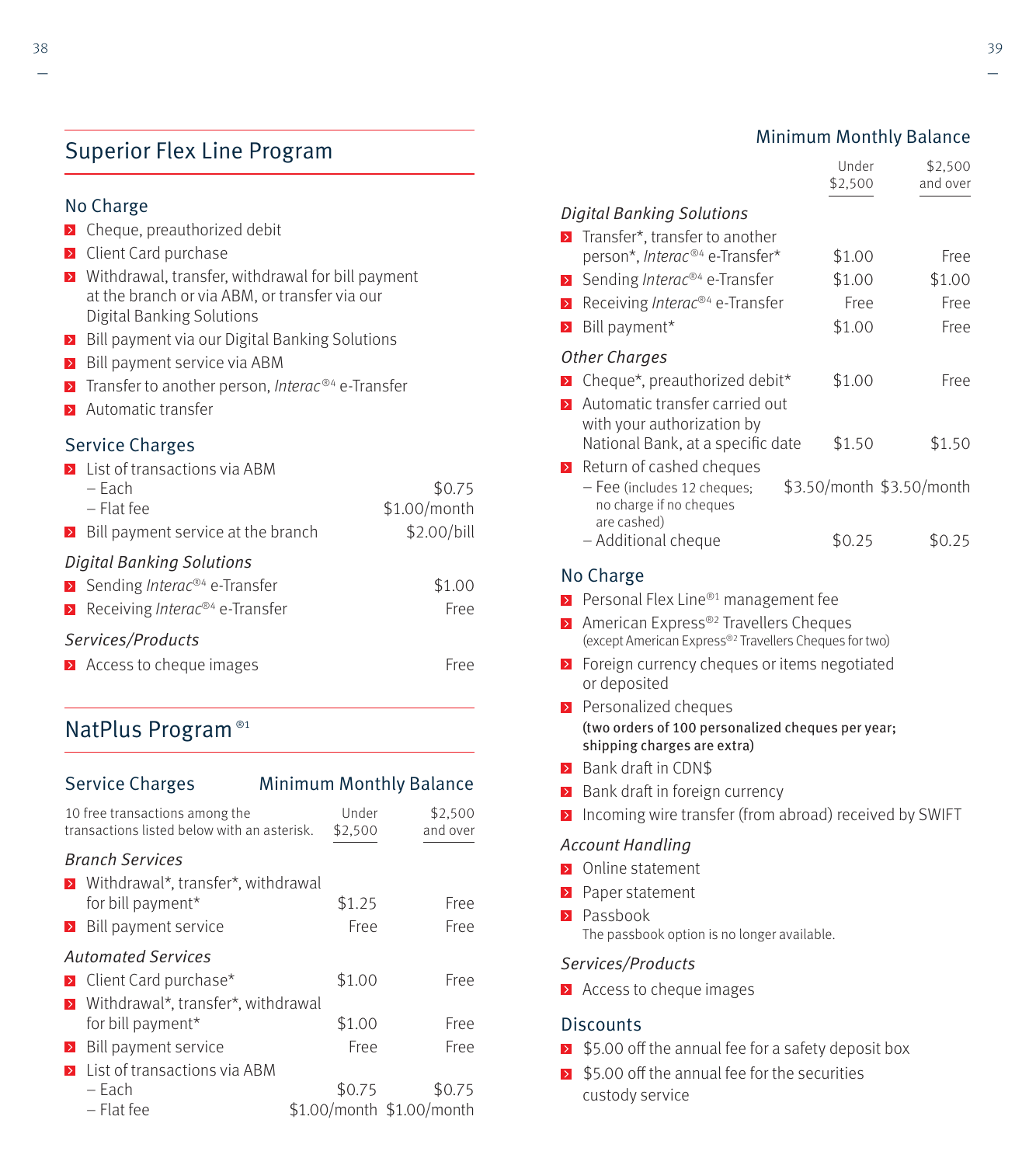## Superior Flex Line Program

### No Charge

- Cheque, preauthorized debit
- Client Card purchase
- Withdrawal, transfer, withdrawal for bill payment at the branch or via ABM, or transfer via our Digital Banking Solutions
- Bill payment via our Digital Banking Solutions
- Bill payment service via ABM
- Transfer to another person, *Interac*®4 e-Transfer
- Automatic transfer

### Service Charges

| | |
|---|---|
| List of transactions via ABM | |
| – Each | $0.75 |
| – Flat fee | $1.00/month |
| Bill payment service at the branch | $2.00/bill |
| ***Digital Banking Solutions*** | |
| Sending *Interac*®4 e-Transfer | $1.00 |
| Receiving *Interac*®4 e-Transfer | Free |
| ***Services/Products*** | |
| Access to cheque images | Free |

## NatPlus Program ®1

### Service Charges

10 free transactions among the transactions listed below with an asterisk.

| | Minimum Monthly Balance | |
|---|---|---|
| | Under $2,500 | $2,500 and over |
| ***Branch Services*** | | |
| Withdrawal*, transfer*, withdrawal for bill payment* | $1.25 | Free |
| Bill payment service | Free | Free |
| ***Automated Services*** | | |
| Client Card purchase* | $1.00 | Free |
| Withdrawal*, transfer*, withdrawal for bill payment* | $1.00 | Free |
| Bill payment service | Free | Free |
| List of transactions via ABM | | |
| – Each | $0.75 | $0.75 |
| – Flat fee | $1.00/month | $1.00/month |
| ***Digital Banking Solutions*** | | |
| Transfer*, transfer to another person*, *Interac*®4 e-Transfer* | $1.00 | Free |
| Sending *Interac*®4 e-Transfer | $1.00 | $1.00 |
| Receiving *Interac*®4 e-Transfer | Free | Free |
| Bill payment* | $1.00 | Free |
| ***Other Charges*** | | |
| Cheque*, preauthorized debit* | $1.00 | Free |
| Automatic transfer carried out with your authorization by National Bank, at a specific date | $1.50 | $1.50 |
| Return of cashed cheques | | |
| – Fee (includes 12 cheques; no charge if no cheques are cashed) | $3.50/month | $3.50/month |
| – Additional cheque | $0.25 | $0.25 |

### No Charge

- Personal Flex Line®1 management fee
- American Express®2 Travellers Cheques (except American Express®2 Travellers Cheques for two)
- Foreign currency cheques or items negotiated or deposited
- Personalized cheques **(two orders of 100 personalized cheques per year; shipping charges are extra)**
- Bank draft in CDN$
- Bank draft in foreign currency
- Incoming wire transfer (from abroad) received by SWIFT

***Account Handling***

- Online statement
- Paper statement
- Passbook
  The passbook option is no longer available.

***Services/Products***

- Access to cheque images

### Discounts

- $5.00 off the annual fee for a safety deposit box
- $5.00 off the annual fee for the securities custody service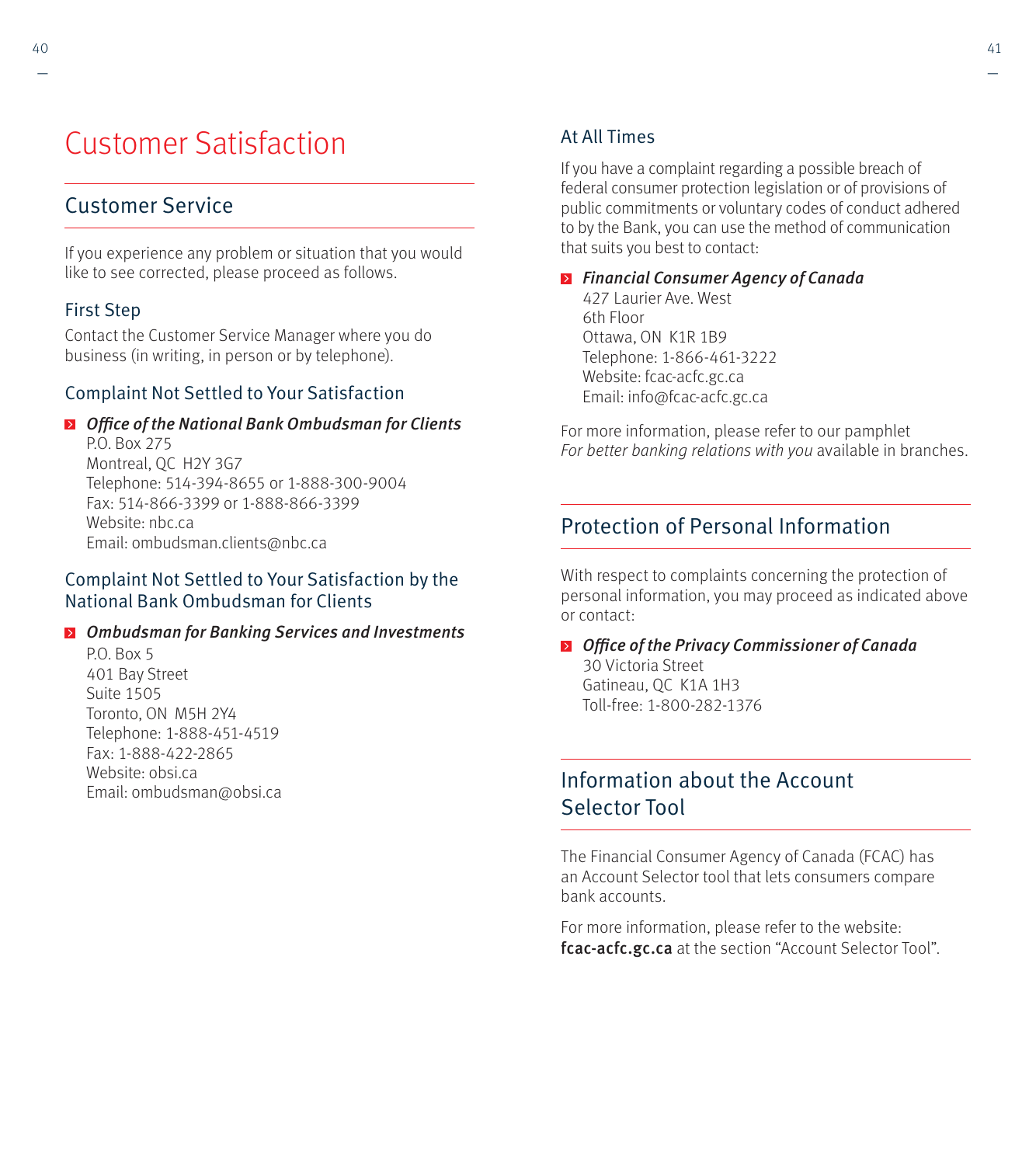# Customer Satisfaction

## Customer Service

If you experience any problem or situation that you would like to see corrected, please proceed as follows.

### First Step

Contact the Customer Service Manager where you do business (in writing, in person or by telephone).

### Complaint Not Settled to Your Satisfaction

- ***Office of the National Bank Ombudsman for Clients***
  P.O. Box 275
  Montreal, QC H2Y 3G7
  Telephone: 514-394-8655 or 1-888-300-9004
  Fax: 514-866-3399 or 1-888-866-3399
  Website: nbc.ca
  Email: ombudsman.clients@nbc.ca

### Complaint Not Settled to Your Satisfaction by the National Bank Ombudsman for Clients

- ***Ombudsman for Banking Services and Investments***
  P.O. Box 5
  401 Bay Street
  Suite 1505
  Toronto, ON M5H 2Y4
  Telephone: 1-888-451-4519
  Fax: 1-888-422-2865
  Website: obsi.ca
  Email: ombudsman@obsi.ca

### At All Times

If you have a complaint regarding a possible breach of federal consumer protection legislation or of provisions of public commitments or voluntary codes of conduct adhered to by the Bank, you can use the method of communication that suits you best to contact:

- ***Financial Consumer Agency of Canada***
  427 Laurier Ave. West
  6th Floor
  Ottawa, ON K1R 1B9
  Telephone: 1-866-461-3222
  Website: fcac-acfc.gc.ca
  Email: info@fcac-acfc.gc.ca

For more information, please refer to our pamphlet *For better banking relations with you* available in branches.

## Protection of Personal Information

With respect to complaints concerning the protection of personal information, you may proceed as indicated above or contact:

- ***Office of the Privacy Commissioner of Canada***
  30 Victoria Street
  Gatineau, QC K1A 1H3
  Toll-free: 1-800-282-1376

## Information about the Account Selector Tool

The Financial Consumer Agency of Canada (FCAC) has an Account Selector tool that lets consumers compare bank accounts.

For more information, please refer to the website: **fcac-acfc.gc.ca** at the section “Account Selector Tool”.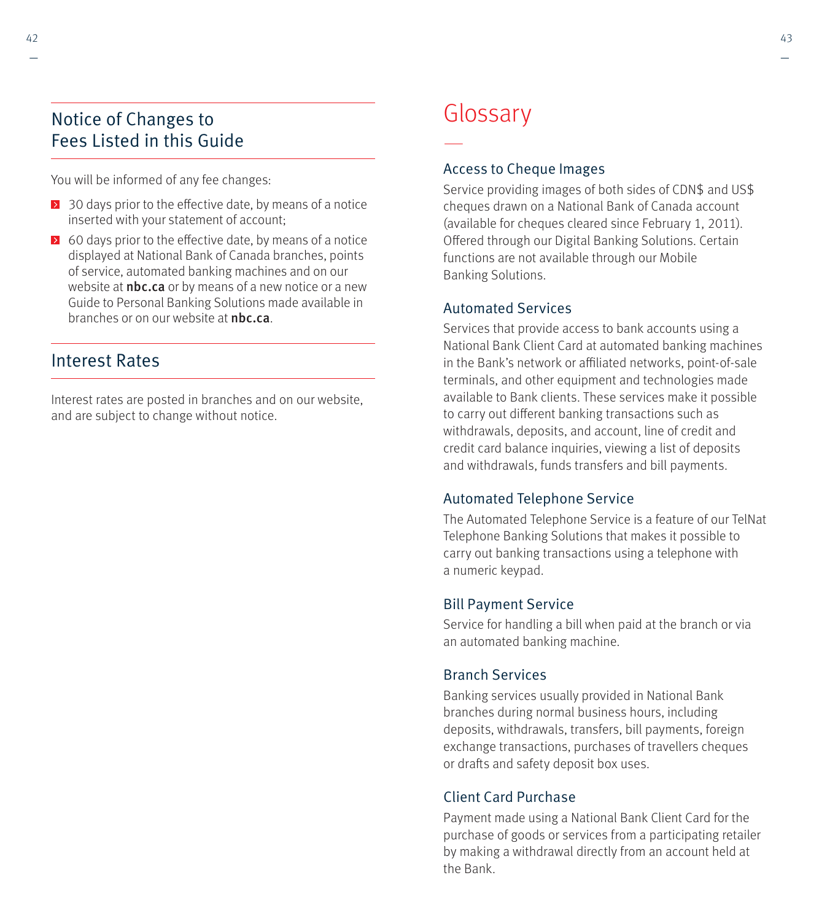## Notice of Changes to Fees Listed in this Guide

You will be informed of any fee changes:

- 30 days prior to the effective date, by means of a notice inserted with your statement of account;
- 60 days prior to the effective date, by means of a notice displayed at National Bank of Canada branches, points of service, automated banking machines and on our website at **nbc.ca** or by means of a new notice or a new Guide to Personal Banking Solutions made available in branches or on our website at **nbc.ca**.

## Interest Rates

Interest rates are posted in branches and on our website, and are subject to change without notice.

# Glossary

### Access to Cheque Images

Service providing images of both sides of CDN$ and US$ cheques drawn on a National Bank of Canada account (available for cheques cleared since February 1, 2011). Offered through our Digital Banking Solutions. Certain functions are not available through our Mobile Banking Solutions.

### Automated Services

Services that provide access to bank accounts using a National Bank Client Card at automated banking machines in the Bank's network or affiliated networks, point-of-sale terminals, and other equipment and technologies made available to Bank clients. These services make it possible to carry out different banking transactions such as withdrawals, deposits, and account, line of credit and credit card balance inquiries, viewing a list of deposits and withdrawals, funds transfers and bill payments.

### Automated Telephone Service

The Automated Telephone Service is a feature of our TelNat Telephone Banking Solutions that makes it possible to carry out banking transactions using a telephone with a numeric keypad.

### Bill Payment Service

Service for handling a bill when paid at the branch or via an automated banking machine.

### Branch Services

Banking services usually provided in National Bank branches during normal business hours, including deposits, withdrawals, transfers, bill payments, foreign exchange transactions, purchases of travellers cheques or drafts and safety deposit box uses.

### Client Card Purchase

Payment made using a National Bank Client Card for the purchase of goods or services from a participating retailer by making a withdrawal directly from an account held at the Bank.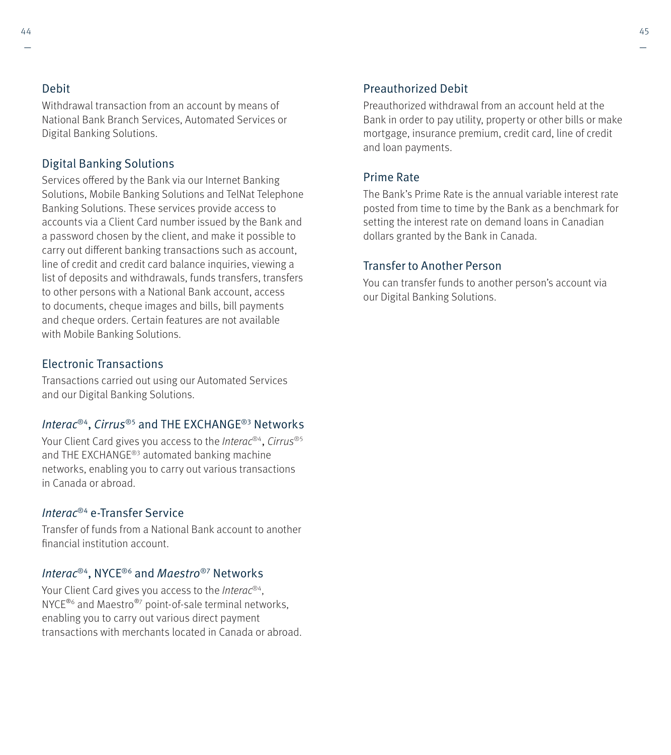## Debit

Withdrawal transaction from an account by means of National Bank Branch Services, Automated Services or Digital Banking Solutions.

## Digital Banking Solutions

Services offered by the Bank via our Internet Banking Solutions, Mobile Banking Solutions and TelNat Telephone Banking Solutions. These services provide access to accounts via a Client Card number issued by the Bank and a password chosen by the client, and make it possible to carry out different banking transactions such as account, line of credit and credit card balance inquiries, viewing a list of deposits and withdrawals, funds transfers, transfers to other persons with a National Bank account, access to documents, cheque images and bills, bill payments and cheque orders. Certain features are not available with Mobile Banking Solutions.

## Electronic Transactions

Transactions carried out using our Automated Services and our Digital Banking Solutions.

## *Interac*®[4], *Cirrus*®[5] and THE EXCHANGE®[3] Networks

Your Client Card gives you access to the *Interac*®[4], *Cirrus*®[5] and THE EXCHANGE®[3] automated banking machine networks, enabling you to carry out various transactions in Canada or abroad.

## *Interac*®[4] e-Transfer Service

Transfer of funds from a National Bank account to another financial institution account.

## *Interac*®[4], NYCE®[6] and *Maestro*®[7] Networks

Your Client Card gives you access to the *Interac*®[4], NYCE®[6] and Maestro®[7] point-of-sale terminal networks, enabling you to carry out various direct payment transactions with merchants located in Canada or abroad.

## Preauthorized Debit

Preauthorized withdrawal from an account held at the Bank in order to pay utility, property or other bills or make mortgage, insurance premium, credit card, line of credit and loan payments.

## Prime Rate

The Bank's Prime Rate is the annual variable interest rate posted from time to time by the Bank as a benchmark for setting the interest rate on demand loans in Canadian dollars granted by the Bank in Canada.

## Transfer to Another Person

You can transfer funds to another person's account via our Digital Banking Solutions.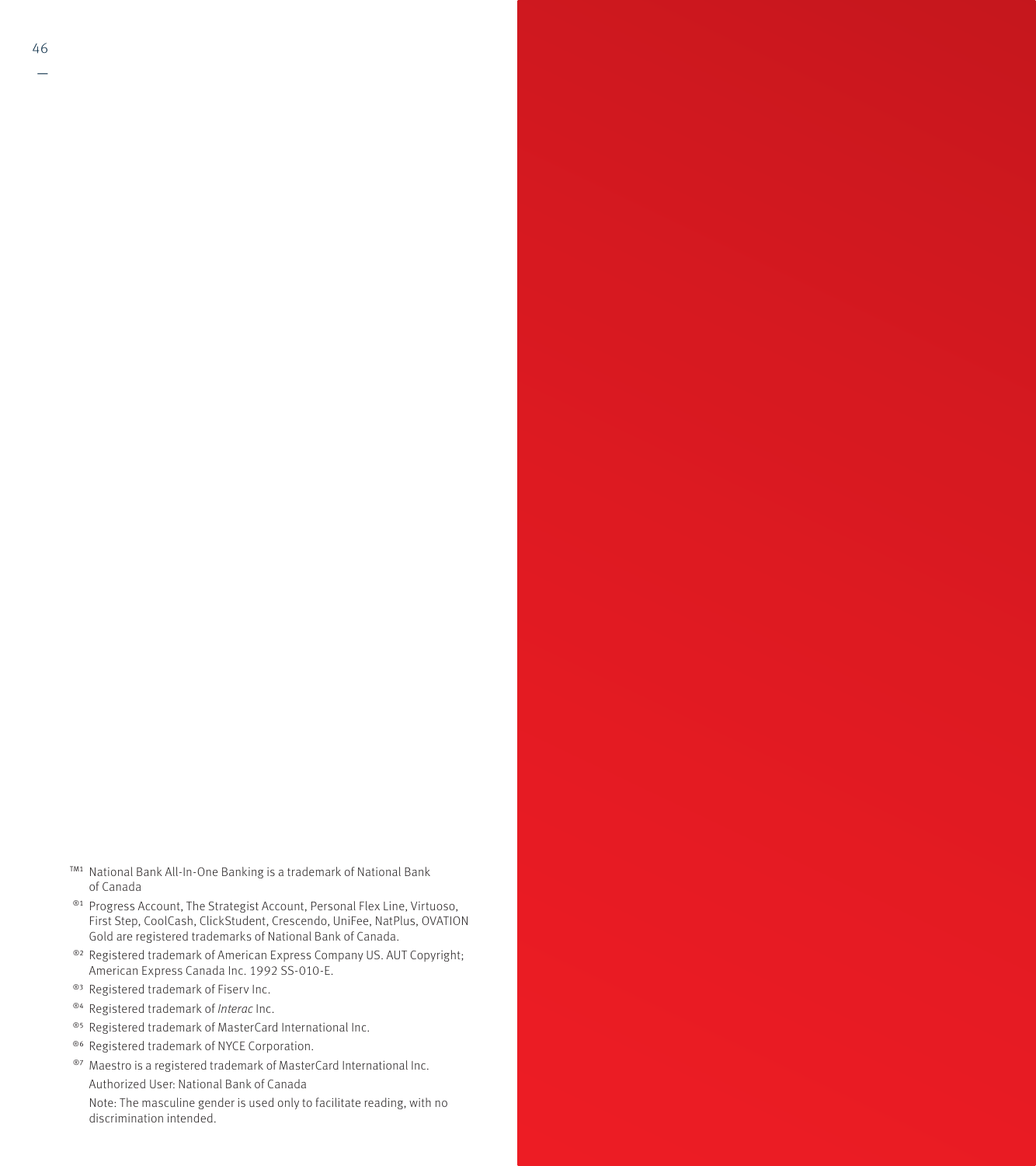TM1 National Bank All-In-One Banking is a trademark of National Bank of Canada

®1 Progress Account, The Strategist Account, Personal Flex Line, Virtuoso, First Step, CoolCash, ClickStudent, Crescendo, UniFee, NatPlus, OVATION Gold are registered trademarks of National Bank of Canada.

®2 Registered trademark of American Express Company US. AUT Copyright; American Express Canada Inc. 1992 SS-010-E.

®3 Registered trademark of Fiserv Inc.

®4 Registered trademark of *Interac* Inc.

®5 Registered trademark of MasterCard International Inc.

®6 Registered trademark of NYCE Corporation.

®7 Maestro is a registered trademark of MasterCard International Inc.

Authorized User: National Bank of Canada

Note: The masculine gender is used only to facilitate reading, with no discrimination intended.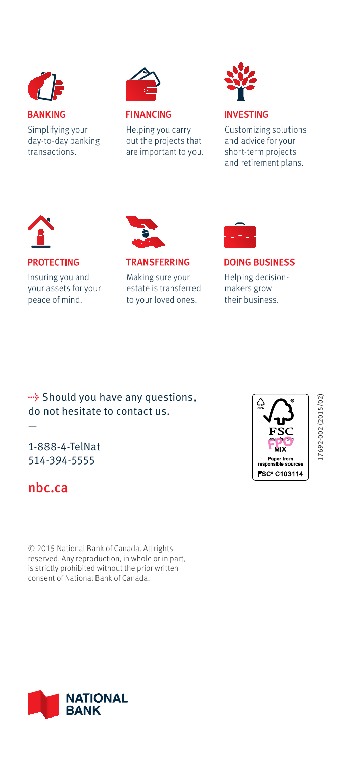**BANKING**

Simplifying your day-to-day banking transactions.

**FINANCING**

Helping you carry out the projects that are important to you.

**INVESTING**

Customizing solutions and advice for your short-term projects and retirement plans.

**PROTECTING**

Insuring you and your assets for your peace of mind.

**TRANSFERRING**

Making sure your estate is transferred to your loved ones.

**DOING BUSINESS**

Helping decision-makers grow their business.

Should you have any questions, do not hesitate to contact us.

—

1-888-4-TelNat
514-394-5555

## nbc.ca

FSC MIX Paper from responsible sources FSC® C103114

17692-002 (2015/02)

© 2015 National Bank of Canada. All rights reserved. Any reproduction, in whole or in part, is strictly prohibited without the prior written consent of National Bank of Canada.

NATIONAL BANK